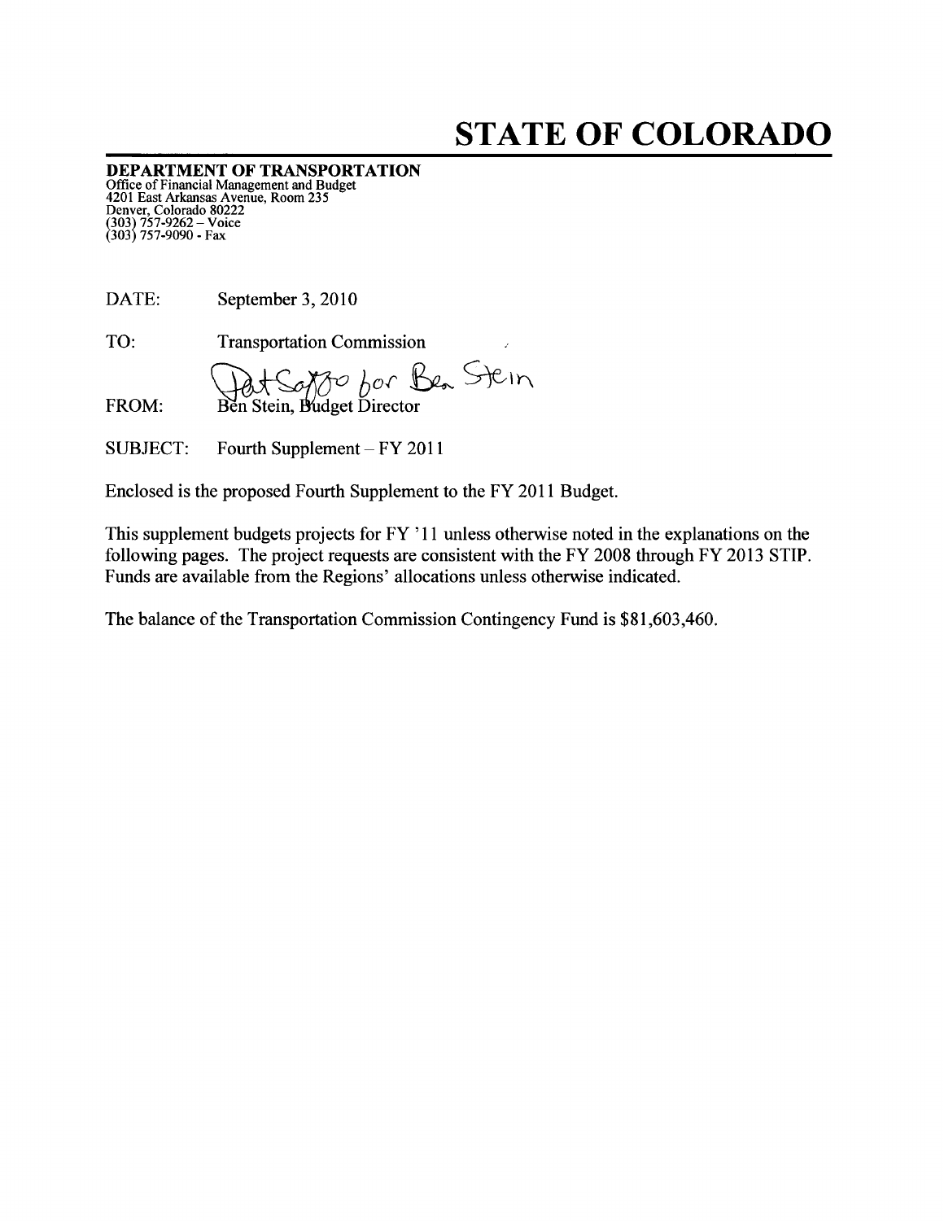# STATE OF COLORADO

**DEPARTMENT OF TRANSPORTATION**
Office of Financial Management and Budget
4201 East Arkansas Avenue, Room 235
Denver, Colorado 80222
(303) 757-9262 – Voice
(303) 757-9090 - Fax

DATE: September 3, 2010

TO: Transportation Commission

FROM: Ben Stein, Budget Director
*Pat Sarto for Ben Stein*

SUBJECT: Fourth Supplement – FY 2011

Enclosed is the proposed Fourth Supplement to the FY 2011 Budget.

This supplement budgets projects for FY '11 unless otherwise noted in the explanations on the following pages. The project requests are consistent with the FY 2008 through FY 2013 STIP. Funds are available from the Regions' allocations unless otherwise indicated.

The balance of the Transportation Commission Contingency Fund is $81,603,460.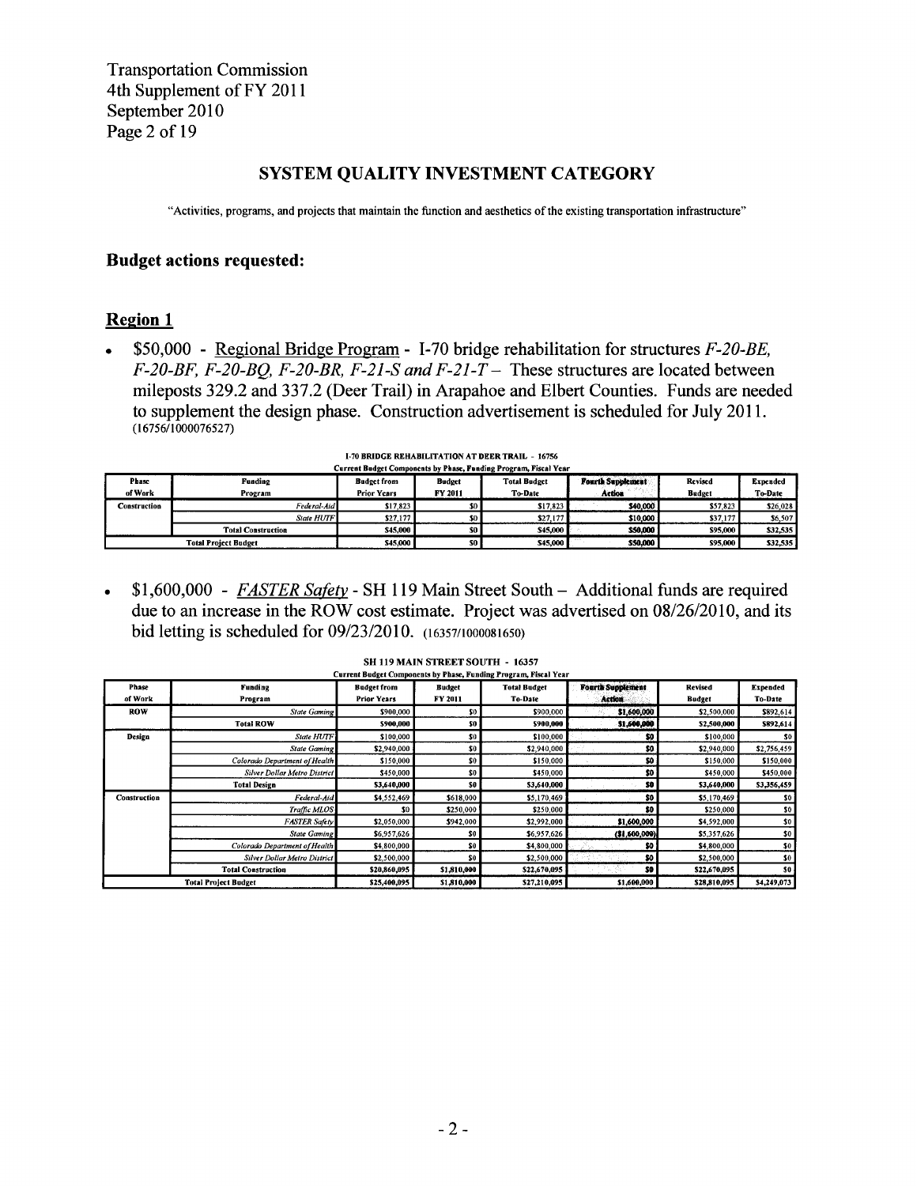## SYSTEM QUALITY INVESTMENT CATEGORY

"Activities, programs, and projects that maintain the function and aesthetics of the existing transportation infrastructure"

### Budget actions requested:

### Region 1

- $50,000 - Regional Bridge Program - I-70 bridge rehabilitation for structures *F-20-BE, F-20-BF, F-20-BQ, F-20-BR, F-21-S and F-21-T* – These structures are located between mileposts 329.2 and 337.2 (Deer Trail) in Arapahoe and Elbert Counties. Funds are needed to supplement the design phase. Construction advertisement is scheduled for July 2011. (16756/1000076527)

**I-70 BRIDGE REHABILITATION AT DEER TRAIL - 16756**
**Current Budget Components by Phase, Funding Program, Fiscal Year**

| Phase of Work | Funding Program | Budget from Prior Years | Budget FY 2011 | Total Budget To-Date | Fourth Supplement Action | Revised Budget | Expended To-Date |
|---|---|---|---|---|---|---|---|
| Construction | *Federal-Aid* | $17,823 | $0 | $17,823 | $40,000 | $57,823 | $26,028 |
| | *State HUTF* | $27,177 | $0 | $27,177 | $10,000 | $37,177 | $6,507 |
| | **Total Construction** | $45,000 | $0 | $45,000 | $50,000 | $95,000 | $32,535 |
| **Total Project Budget** | | $45,000 | $0 | $45,000 | $50,000 | $95,000 | $32,535 |

- $1,600,000 - *FASTER Safety* - SH 119 Main Street South – Additional funds are required due to an increase in the ROW cost estimate. Project was advertised on 08/26/2010, and its bid letting is scheduled for 09/23/2010. (16357/1000081650)

**SH 119 MAIN STREET SOUTH - 16357**
**Current Budget Components by Phase, Funding Program, Fiscal Year**

| Phase of Work | Funding Program | Budget from Prior Years | Budget FY 2011 | Total Budget To-Date | Fourth Supplement Action | Revised Budget | Expended To-Date |
|---|---|---|---|---|---|---|---|
| ROW | *State Gaming* | $900,000 | $0 | $900,000 | $1,600,000 | $2,500,000 | $892,614 |
| | **Total ROW** | $900,000 | $0 | $900,000 | $1,600,000 | $2,500,000 | $892,614 |
| Design | *State HUTF* | $100,000 | $0 | $100,000 | $0 | $100,000 | $0 |
| | *State Gaming* | $2,940,000 | $0 | $2,940,000 | $0 | $2,940,000 | $2,756,459 |
| | *Colorado Department of Health* | $150,000 | $0 | $150,000 | $0 | $150,000 | $150,000 |
| | *Silver Dollar Metro District* | $450,000 | $0 | $450,000 | $0 | $450,000 | $450,000 |
| | **Total Design** | $3,640,000 | $0 | $3,640,000 | $0 | $3,640,000 | $3,356,459 |
| Construction | *Federal-Aid* | $4,552,469 | $618,000 | $5,170,469 | $0 | $5,170,469 | $0 |
| | *Traffic MLOS* | $0 | $250,000 | $250,000 | $0 | $250,000 | $0 |
| | *FASTER Safety* | $2,050,000 | $942,000 | $2,992,000 | $1,600,000 | $4,592,000 | $0 |
| | *State Gaming* | $6,957,626 | $0 | $6,957,626 | ($1,600,000) | $5,357,626 | $0 |
| | *Colorado Department of Health* | $4,800,000 | $0 | $4,800,000 | $0 | $4,800,000 | $0 |
| | *Silver Dollar Metro District* | $2,500,000 | $0 | $2,500,000 | $0 | $2,500,000 | $0 |
| | **Total Construction** | $20,860,095 | $1,810,000 | $22,670,095 | $0 | $22,670,095 | $0 |
| **Total Project Budget** | | $25,400,095 | $1,810,000 | $27,210,095 | $1,600,000 | $28,810,095 | $4,249,073 |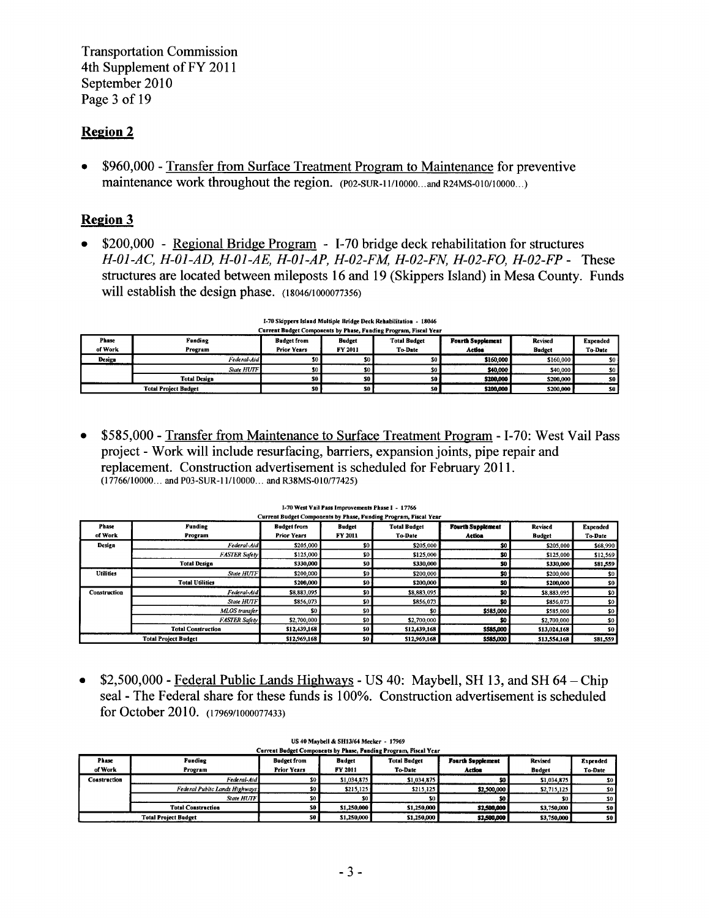## Region 2

- $960,000 - Transfer from Surface Treatment Program to Maintenance for preventive maintenance work throughout the region. (P02-SUR-11/10000…and R24MS-010/10000…)

## Region 3

- $200,000 - Regional Bridge Program - I-70 bridge deck rehabilitation for structures *H-01-AC, H-01-AD, H-01-AE, H-01-AP, H-02-FM, H-02-FN, H-02-FO, H-02-FP* - These structures are located between mileposts 16 and 19 (Skippers Island) in Mesa County. Funds will establish the design phase. (18046/1000077356)

I-70 Skippers Island Multiple Bridge Deck Rehabilitation - 18046
Current Budget Components by Phase, Funding Program, Fiscal Year

| Phase of Work | Funding Program | Budget from Prior Years | Budget FY 2011 | Total Budget To-Date | Fourth Supplement Action | Revised Budget | Expended To-Date |
|---|---|---|---|---|---|---|---|
| Design | *Federal-Aid* | $0 | $0 | $0 | $160,000 | $160,000 | $0 |
| | *State HUTF* | $0 | $0 | $0 | $40,000 | $40,000 | $0 |
| | Total Design | $0 | $0 | $0 | $200,000 | $200,000 | $0 |
| Total Project Budget | | $0 | $0 | $0 | $200,000 | $200,000 | $0 |

- $585,000 - Transfer from Maintenance to Surface Treatment Program - I-70: West Vail Pass project - Work will include resurfacing, barriers, expansion joints, pipe repair and replacement. Construction advertisement is scheduled for February 2011. (17766/10000… and P03-SUR-11/10000… and R38MS-010/77425)

I-70 West Vail Pass Improvements Phase I - 17766
Current Budget Components by Phase, Funding Program, Fiscal Year

| Phase of Work | Funding Program | Budget from Prior Years | Budget FY 2011 | Total Budget To-Date | Fourth Supplement Action | Revised Budget | Expended To-Date |
|---|---|---|---|---|---|---|---|
| Design | *Federal-Aid* | $205,000 | $0 | $205,000 | $0 | $205,000 | $68,990 |
| | *FASTER Safety* | $125,000 | $0 | $125,000 | $0 | $125,000 | $12,569 |
| | Total Design | $330,000 | $0 | $330,000 | $0 | $330,000 | $81,559 |
| Utilities | *State HUTF* | $200,000 | $0 | $200,000 | $0 | $200,000 | $0 |
| | Total Utilities | $200,000 | $0 | $200,000 | $0 | $200,000 | $0 |
| Construction | *Federal-Aid* | $8,883,095 | $0 | $8,883,095 | $0 | $8,883,095 | $0 |
| | *State HUTF* | $856,073 | $0 | $856,073 | $0 | $856,073 | $0 |
| | *MLOS transfer* | $0 | $0 | $0 | $585,000 | $585,000 | $0 |
| | *FASTER Safety* | $2,700,000 | $0 | $2,700,000 | $0 | $2,700,000 | $0 |
| | Total Construction | $12,439,168 | $0 | $12,439,168 | $585,000 | $13,024,168 | $0 |
| Total Project Budget | | $12,969,168 | $0 | $12,969,168 | $585,000 | $13,554,168 | $81,559 |

- $2,500,000 - Federal Public Lands Highways - US 40: Maybell, SH 13, and SH 64 – Chip seal - The Federal share for these funds is 100%. Construction advertisement is scheduled for October 2010. (17969/1000077433)

US 40 Maybell & SH13/64 Meeker - 17969
Current Budget Components by Phase, Funding Program, Fiscal Year

| Phase of Work | Funding Program | Budget from Prior Years | Budget FY 2011 | Total Budget To-Date | Fourth Supplement Action | Revised Budget | Expended To-Date |
|---|---|---|---|---|---|---|---|
| Construction | *Federal-Aid* | $0 | $1,034,875 | $1,034,875 | $0 | $1,034,875 | $0 |
| | *Federal Public Lands Highways* | $0 | $215,125 | $215,125 | $2,500,000 | $2,715,125 | $0 |
| | *State HUTF* | $0 | $0 | $0 | $0 | $0 | $0 |
| | Total Construction | $0 | $1,250,000 | $1,250,000 | $2,500,000 | $3,750,000 | $0 |
| Total Project Budget | | $0 | $1,250,000 | $1,250,000 | $2,500,000 | $3,750,000 | $0 |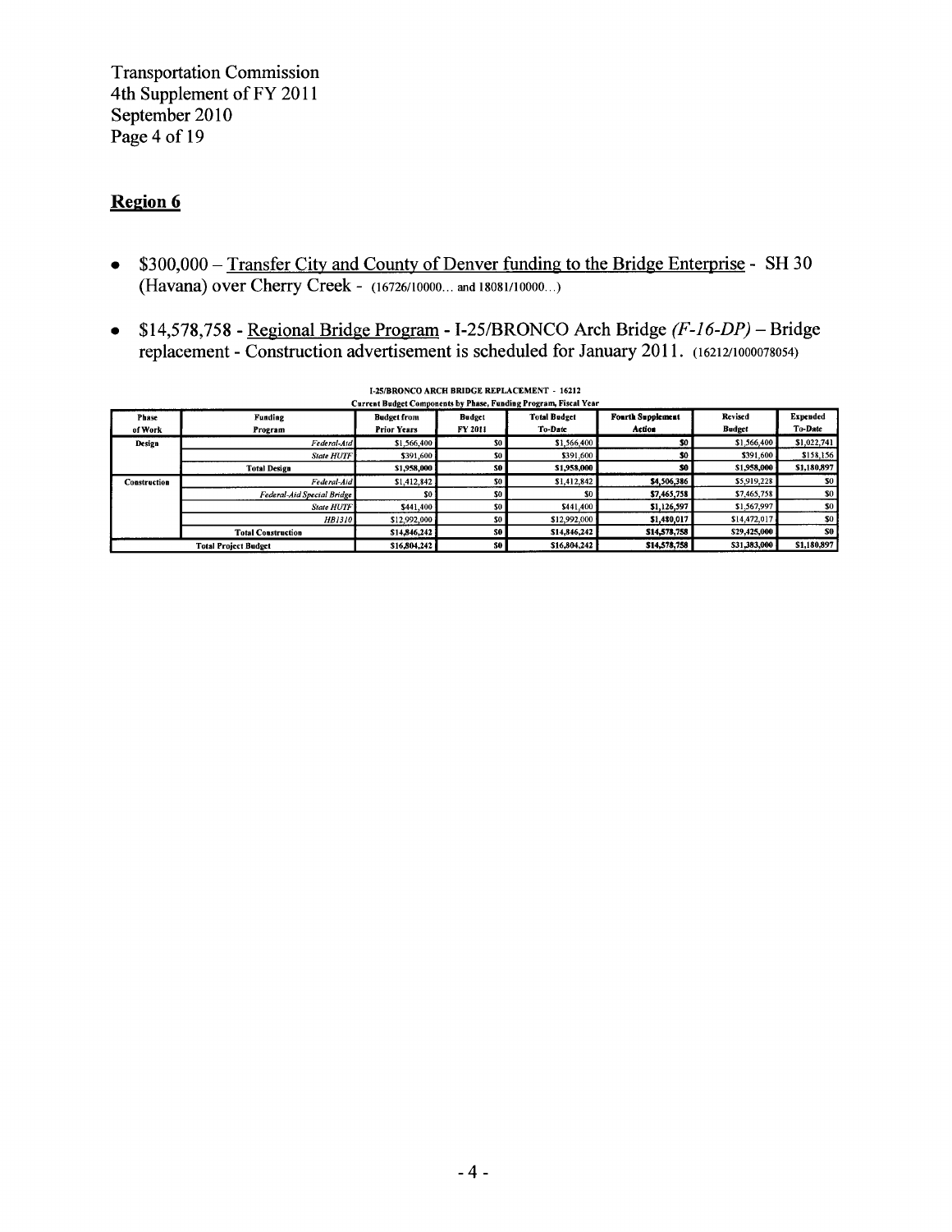## Region 6

- $300,000 – Transfer City and County of Denver funding to the Bridge Enterprise - SH 30 (Havana) over Cherry Creek - (16726/10000… and 18081/10000…)

- $14,578,758 - Regional Bridge Program - I-25/BRONCO Arch Bridge *(F-16-DP)* – Bridge replacement - Construction advertisement is scheduled for January 2011. (16212/1000078054)

**I-25/BRONCO ARCH BRIDGE REPLACEMENT - 16212**
**Current Budget Components by Phase, Funding Program, Fiscal Year**

| Phase of Work | Funding Program | Budget from Prior Years | Budget FY 2011 | Total Budget To-Date | Fourth Supplement Action | Revised Budget | Expended To-Date |
|---|---|---|---|---|---|---|---|
| Design | *Federal-Aid* | $1,566,400 | $0 | $1,566,400 | $0 | $1,566,400 | $1,022,741 |
| | *State HUTF* | $391,600 | $0 | $391,600 | $0 | $391,600 | $158,156 |
| | **Total Design** | **$1,958,000** | **$0** | **$1,958,000** | **$0** | **$1,958,000** | **$1,180,897** |
| Construction | *Federal-Aid* | $1,412,842 | $0 | $1,412,842 | $4,506,386 | $5,919,228 | $0 |
| | *Federal-Aid Special Bridge* | $0 | $0 | $0 | $7,465,758 | $7,465,758 | $0 |
| | *State HUTF* | $441,400 | $0 | $441,400 | $1,126,597 | $1,567,997 | $0 |
| | *HB1310* | $12,992,000 | $0 | $12,992,000 | $1,480,017 | $14,472,017 | $0 |
| | **Total Construction** | **$14,846,242** | **$0** | **$14,846,242** | **$14,578,758** | **$29,425,000** | **$0** |
| **Total Project Budget** | | **$16,804,242** | **$0** | **$16,804,242** | **$14,578,758** | **$31,383,000** | **$1,180,897** |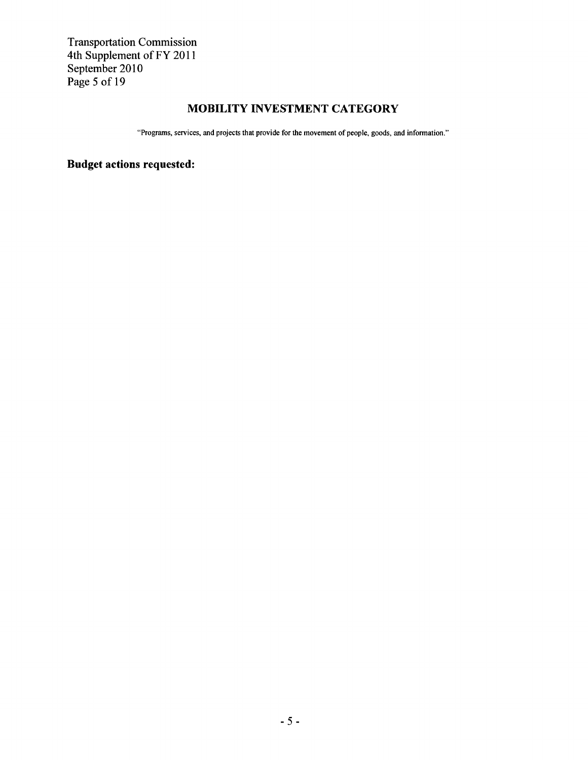## MOBILITY INVESTMENT CATEGORY

"Programs, services, and projects that provide for the movement of people, goods, and information."

### Budget actions requested: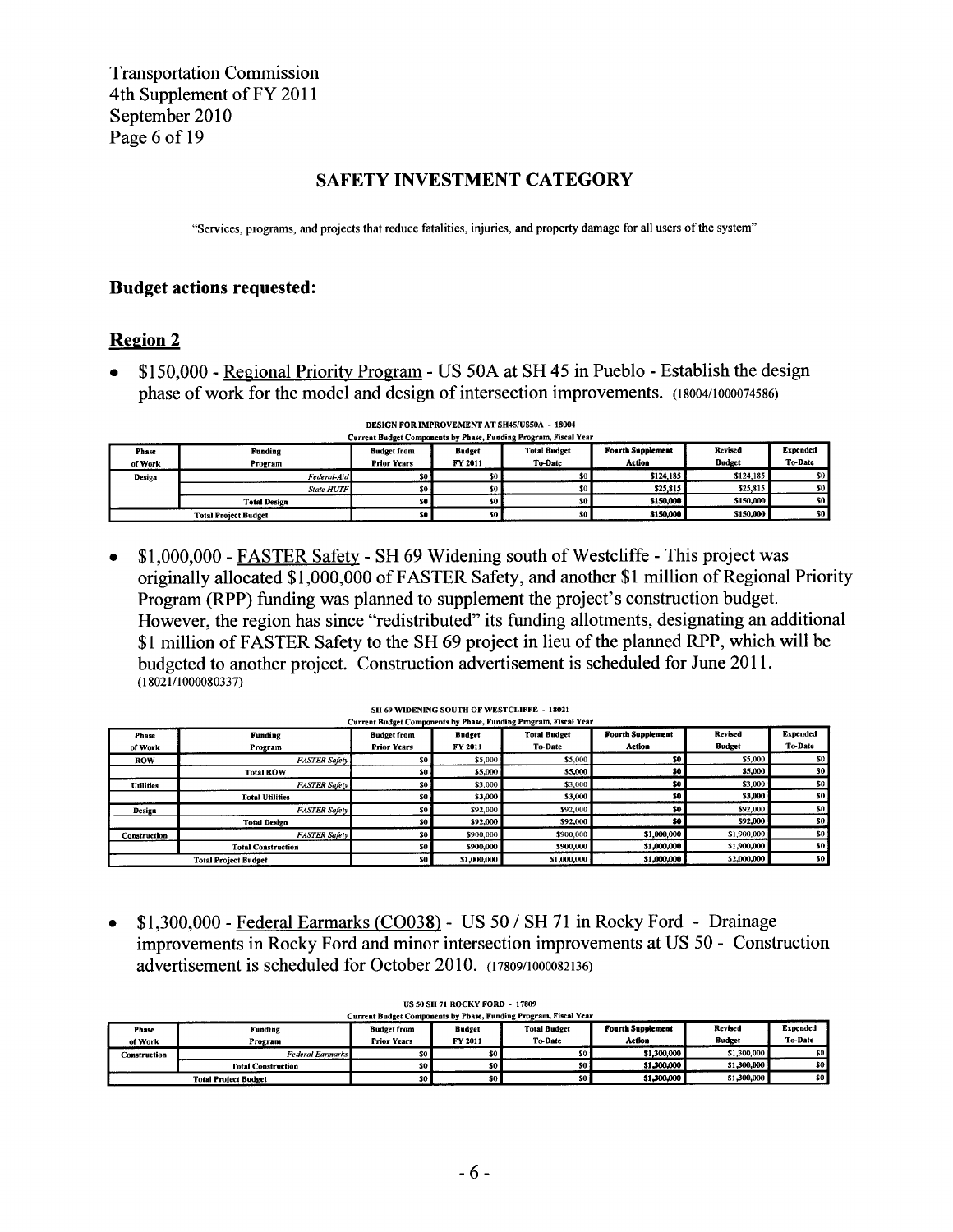## SAFETY INVESTMENT CATEGORY

"Services, programs, and projects that reduce fatalities, injuries, and property damage for all users of the system"

### Budget actions requested:

### Region 2

- $150,000 - Regional Priority Program - US 50A at SH 45 in Pueblo - Establish the design phase of work for the model and design of intersection improvements. (18004/1000074586)

DESIGN FOR IMPROVEMENT AT SH45/US50A - 18004

Current Budget Components by Phase, Funding Program, Fiscal Year

| Phase of Work | Funding Program | Budget from Prior Years | Budget FY 2011 | Total Budget To-Date | Fourth Supplement Action | Revised Budget | Expended To-Date |
|---|---|---|---|---|---|---|---|
| Design | *Federal-Aid* | $0 | $0 | $0 | $124,185 | $124,185 | $0 |
| | *State HUTF* | $0 | $0 | $0 | $25,815 | $25,815 | $0 |
| | Total Design | $0 | $0 | $0 | $150,000 | $150,000 | $0 |
| Total Project Budget | | $0 | $0 | $0 | $150,000 | $150,000 | $0 |

- $1,000,000 - FASTER Safety - SH 69 Widening south of Westcliffe - This project was originally allocated $1,000,000 of FASTER Safety, and another $1 million of Regional Priority Program (RPP) funding was planned to supplement the project's construction budget. However, the region has since "redistributed" its funding allotments, designating an additional $1 million of FASTER Safety to the SH 69 project in lieu of the planned RPP, which will be budgeted to another project. Construction advertisement is scheduled for June 2011. (18021/1000080337)

SH 69 WIDENING SOUTH OF WESTCLIFFE - 18021

Current Budget Components by Phase, Funding Program, Fiscal Year

| Phase of Work | Funding Program | Budget from Prior Years | Budget FY 2011 | Total Budget To-Date | Fourth Supplement Action | Revised Budget | Expended To-Date |
|---|---|---|---|---|---|---|---|
| ROW | *FASTER Safety* | $0 | $5,000 | $5,000 | $0 | $5,000 | $0 |
| | Total ROW | $0 | $5,000 | $5,000 | $0 | $5,000 | $0 |
| Utilities | *FASTER Safety* | $0 | $3,000 | $3,000 | $0 | $3,000 | $0 |
| | Total Utilities | $0 | $3,000 | $3,000 | $0 | $3,000 | $0 |
| Design | *FASTER Safety* | $0 | $92,000 | $92,000 | $0 | $92,000 | $0 |
| | Total Design | $0 | $92,000 | $92,000 | $0 | $92,000 | $0 |
| Construction | *FASTER Safety* | $0 | $900,000 | $900,000 | $1,000,000 | $1,900,000 | $0 |
| | Total Construction | $0 | $900,000 | $900,000 | $1,000,000 | $1,900,000 | $0 |
| Total Project Budget | | $0 | $1,000,000 | $1,000,000 | $1,000,000 | $2,000,000 | $0 |

- $1,300,000 - Federal Earmarks (CO038) - US 50 / SH 71 in Rocky Ford - Drainage improvements in Rocky Ford and minor intersection improvements at US 50 - Construction advertisement is scheduled for October 2010. (17809/1000082136)

US 50 SH 71 ROCKY FORD - 17809

Current Budget Components by Phase, Funding Program, Fiscal Year

| Phase of Work | Funding Program | Budget from Prior Years | Budget FY 2011 | Total Budget To-Date | Fourth Supplement Action | Revised Budget | Expended To-Date |
|---|---|---|---|---|---|---|---|
| Construction | *Federal Earmarks* | $0 | $0 | $0 | $1,300,000 | $1,300,000 | $0 |
| | Total Construction | $0 | $0 | $0 | $1,300,000 | $1,300,000 | $0 |
| Total Project Budget | | $0 | $0 | $0 | $1,300,000 | $1,300,000 | $0 |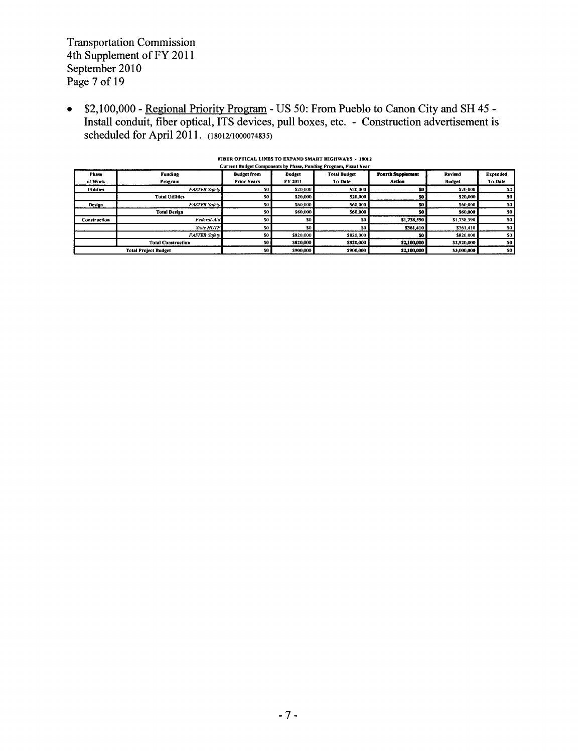- $2,100,000 - Regional Priority Program - US 50: From Pueblo to Canon City and SH 45 - Install conduit, fiber optical, ITS devices, pull boxes, etc. - Construction advertisement is scheduled for April 2011. (18012/1000074835)

**FIBER OPTICAL LINES TO EXPAND SMART HIGHWAYS - 18012**
**Current Budget Components by Phase, Funding Program, Fiscal Year**

| Phase of Work | Funding Program | Budget from Prior Years | Budget FY 2011 | Total Budget To-Date | Fourth Supplement Action | Revised Budget | Expended To-Date |
|---|---|---|---|---|---|---|---|
| Utilities | *FASTER Safety* | $0 | $20,000 | $20,000 | $0 | $20,000 | $0 |
| | Total Utilities | $0 | $20,000 | $20,000 | $0 | $20,000 | $0 |
| Design | *FASTER Safety* | $0 | $60,000 | $60,000 | $0 | $60,000 | $0 |
| | Total Design | $0 | $60,000 | $60,000 | $0 | $60,000 | $0 |
| Construction | *Federal-Aid* | $0 | $0 | $0 | $1,738,590 | $1,738,590 | $0 |
| | *State HUTF* | $0 | $0 | $0 | $361,410 | $361,410 | $0 |
| | *FASTER Safety* | $0 | $820,000 | $820,000 | $0 | $820,000 | $0 |
| | Total Construction | $0 | $820,000 | $820,000 | $2,100,000 | $2,920,000 | $0 |
| Total Project Budget | | $0 | $900,000 | $900,000 | $2,100,000 | $3,000,000 | $0 |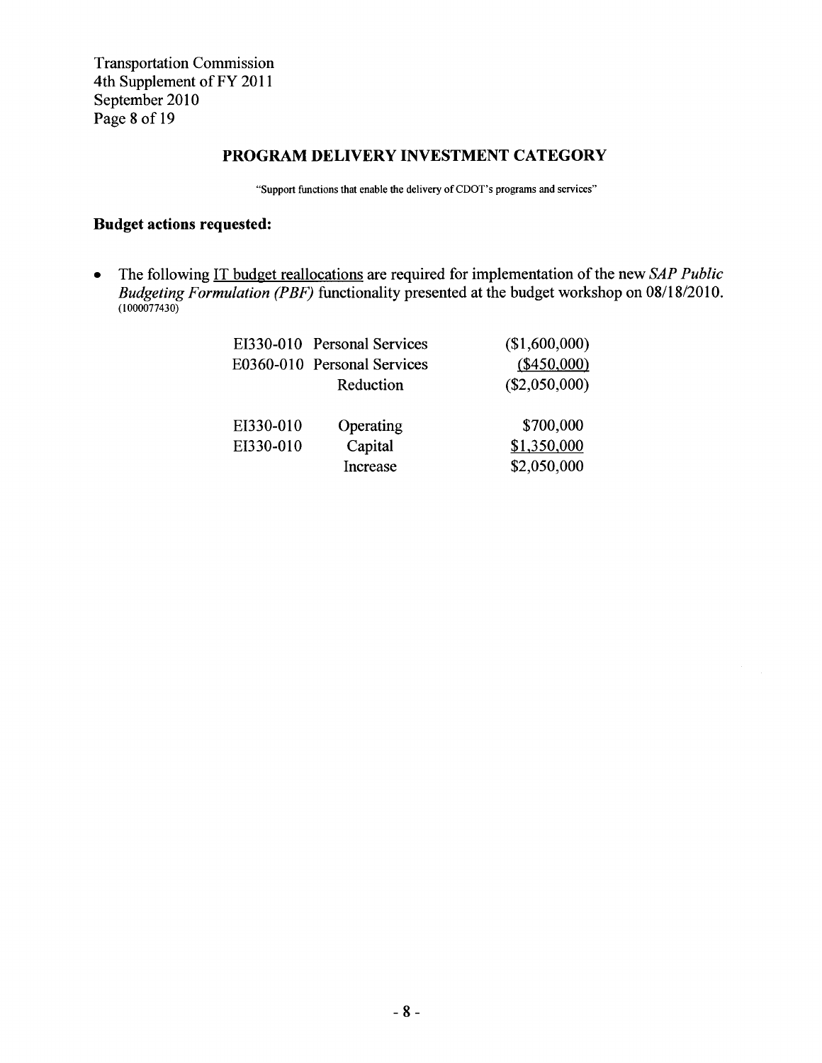## PROGRAM DELIVERY INVESTMENT CATEGORY

"Support functions that enable the delivery of CDOT's programs and services"

### Budget actions requested:

- The following <u>IT budget reallocations</u> are required for implementation of the new *SAP Public Budgeting Formulation (PBF)* functionality presented at the budget workshop on 08/18/2010. (1000077430)

| | | |
|---|---|---|
| EI330-010 | Personal Services | ($1,600,000) |
| E0360-010 | Personal Services | ($450,000) |
| | Reduction | ($2,050,000) |
| EI330-010 | Operating | $700,000 |
| EI330-010 | Capital | $1,350,000 |
| | Increase | $2,050,000 |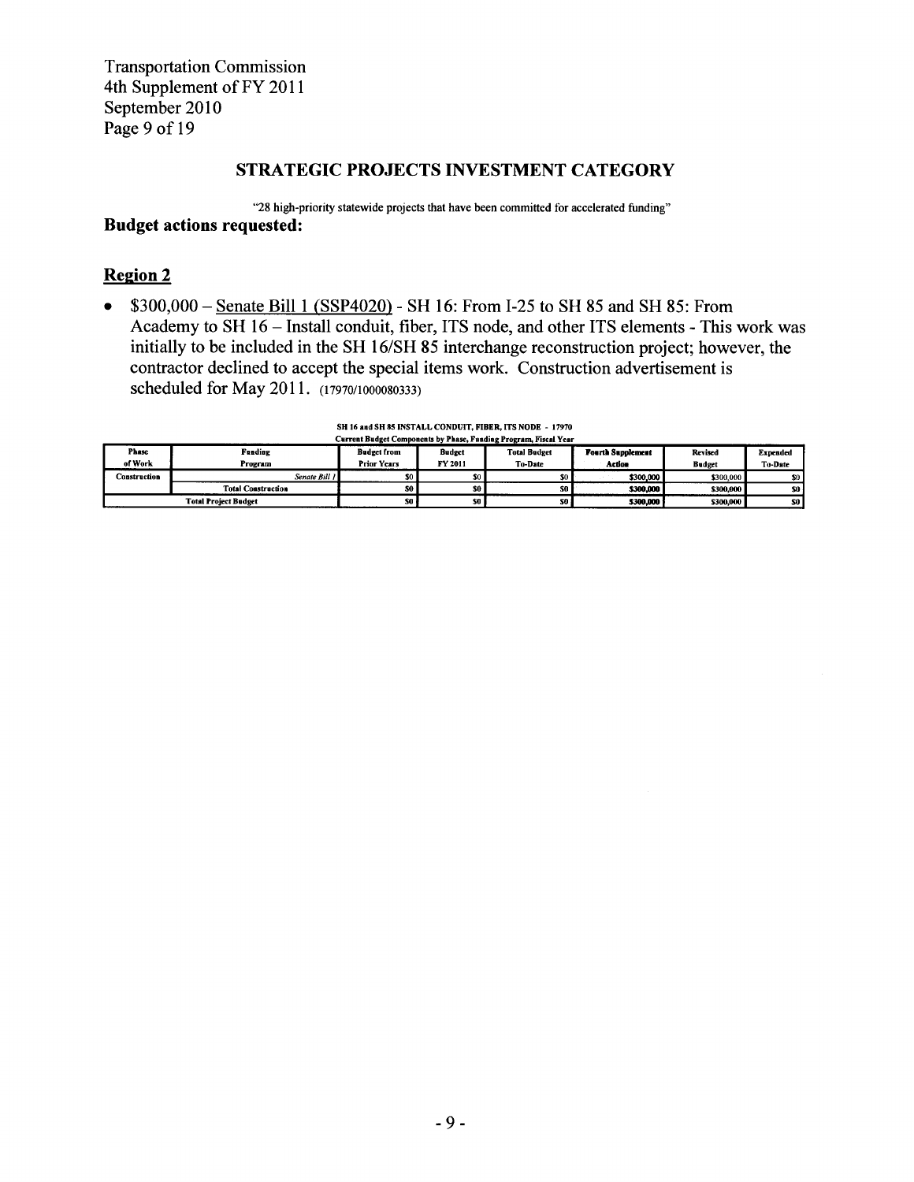## STRATEGIC PROJECTS INVESTMENT CATEGORY

"28 high-priority statewide projects that have been committed for accelerated funding"

**Budget actions requested:**

### Region 2

- $300,000 – Senate Bill 1 (SSP4020) - SH 16: From I-25 to SH 85 and SH 85: From Academy to SH 16 – Install conduit, fiber, ITS node, and other ITS elements - This work was initially to be included in the SH 16/SH 85 interchange reconstruction project; however, the contractor declined to accept the special items work. Construction advertisement is scheduled for May 2011. (17970/1000080333)

**SH 16 and SH 85 INSTALL CONDUIT, FIBER, ITS NODE - 17970**
**Current Budget Components by Phase, Funding Program, Fiscal Year**

| Phase of Work | Funding Program | Budget from Prior Years | Budget FY 2011 | Total Budget To-Date | Fourth Supplement Action | Revised Budget | Expended To-Date |
|---|---|---|---|---|---|---|---|
| Construction | *Senate Bill 1* | $0 | $0 | $0 | $300,000 | $300,000 | $0 |
| | **Total Construction** | **$0** | **$0** | **$0** | **$300,000** | **$300,000** | **$0** |
| **Total Project Budget** | | **$0** | **$0** | **$0** | **$300,000** | **$300,000** | **$0** |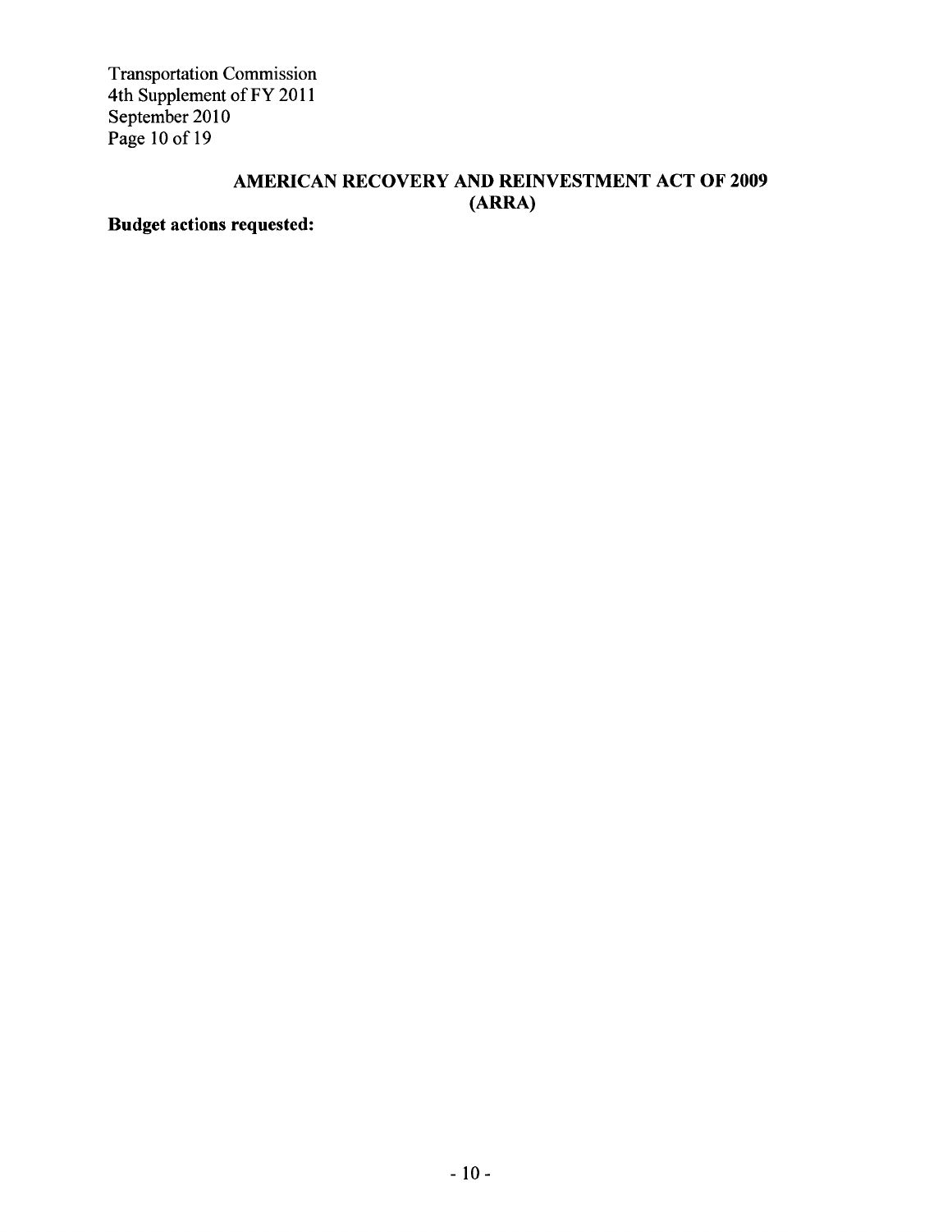## AMERICAN RECOVERY AND REINVESTMENT ACT OF 2009 (ARRA)

**Budget actions requested:**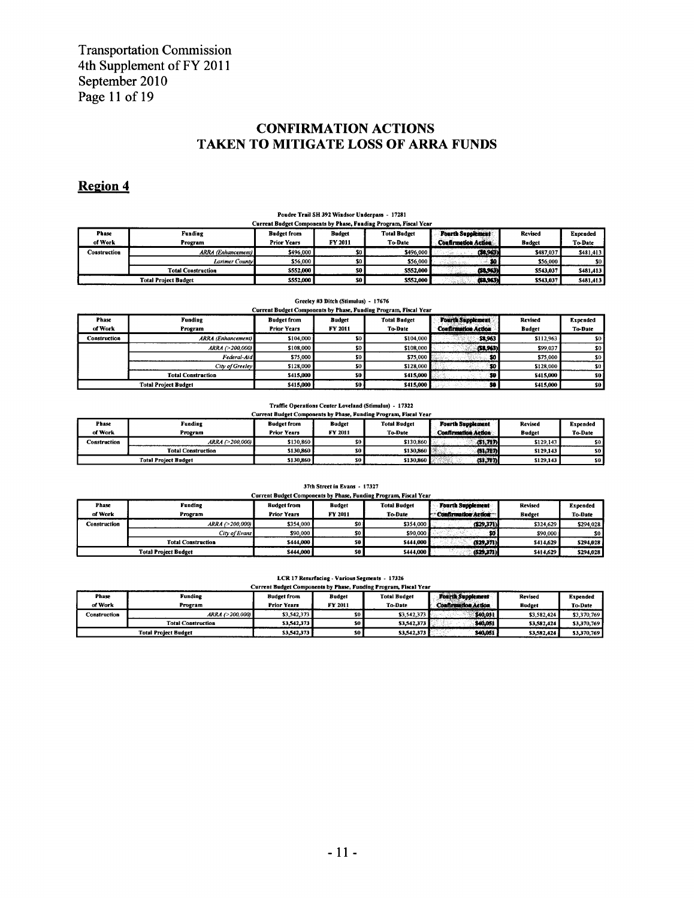## CONFIRMATION ACTIONS
## TAKEN TO MITIGATE LOSS OF ARRA FUNDS

### Region 4

**Poudre Trail SH 392 Windsor Underpass - 17281**
Current Budget Components by Phase, Funding Program, Fiscal Year

| Phase of Work | Funding Program | Budget from Prior Years | Budget FY 2011 | Total Budget To-Date | Fourth Supplement Confirmation Action | Revised Budget | Expended To-Date |
|---|---|---|---|---|---|---|---|
| Construction | *ARRA (Enhancement)* | $496,000 | $0 | $496,000 | ($8,963) | $487,037 | $481,413 |
| | *Larimer County* | $56,000 | $0 | $56,000 | $0 | $56,000 | $0 |
| | **Total Construction** | $552,000 | $0 | $552,000 | ($8,963) | $543,037 | $481,413 |
| **Total Project Budget** | | $552,000 | $0 | $552,000 | ($8,963) | $543,037 | $481,413 |

**Greeley #3 Ditch (Stimulus) - 17676**
Current Budget Components by Phase, Funding Program, Fiscal Year

| Phase of Work | Funding Program | Budget from Prior Years | Budget FY 2011 | Total Budget To-Date | Fourth Supplement Confirmation Action | Revised Budget | Expended To-Date |
|---|---|---|---|---|---|---|---|
| Construction | *ARRA (Enhancement)* | $104,000 | $0 | $104,000 | $8,963 | $112,963 | $0 |
| | *ARRA (>200,000)* | $108,000 | $0 | $108,000 | ($8,963) | $99,037 | $0 |
| | *Federal-Aid* | $75,000 | $0 | $75,000 | $0 | $75,000 | $0 |
| | *City of Greeley* | $128,000 | $0 | $128,000 | $0 | $128,000 | $0 |
| | **Total Construction** | $415,000 | $0 | $415,000 | $0 | $415,000 | $0 |
| **Total Project Budget** | | $415,000 | $0 | $415,000 | $0 | $415,000 | $0 |

**Traffic Operations Center Loveland (Stimulus) - 17322**
Current Budget Components by Phase, Funding Program, Fiscal Year

| Phase of Work | Funding Program | Budget from Prior Years | Budget FY 2011 | Total Budget To-Date | Fourth Supplement Confirmation Action | Revised Budget | Expended To-Date |
|---|---|---|---|---|---|---|---|
| Construction | *ARRA (>200,000)* | $130,860 | $0 | $130,860 | ($1,717) | $129,143 | $0 |
| | **Total Construction** | $130,860 | $0 | $130,860 | ($1,717) | $129,143 | $0 |
| **Total Project Budget** | | $130,860 | $0 | $130,860 | ($1,717) | $129,143 | $0 |

**37th Street in Evans - 17327**
Current Budget Components by Phase, Funding Program, Fiscal Year

| Phase of Work | Funding Program | Budget from Prior Years | Budget FY 2011 | Total Budget To-Date | Fourth Supplement Confirmation Action | Revised Budget | Expended To-Date |
|---|---|---|---|---|---|---|---|
| Construction | *ARRA (>200,000)* | $354,000 | $0 | $354,000 | ($29,371) | $324,629 | $294,028 |
| | *City of Evans* | $90,000 | $0 | $90,000 | $0 | $90,000 | $0 |
| | **Total Construction** | $444,000 | $0 | $444,000 | ($29,371) | $414,629 | $294,028 |
| **Total Project Budget** | | $444,000 | $0 | $444,000 | ($29,371) | $414,629 | $294,028 |

**LCR 17 Resurfacing - Various Segments - 17326**
Current Budget Components by Phase, Funding Program, Fiscal Year

| Phase of Work | Funding Program | Budget from Prior Years | Budget FY 2011 | Total Budget To-Date | Fourth Supplement Confirmation Action | Revised Budget | Expended To-Date |
|---|---|---|---|---|---|---|---|
| Construction | *ARRA (>200,000)* | $3,542,373 | $0 | $3,542,373 | $40,051 | $3,582,424 | $3,370,769 |
| | **Total Construction** | $3,542,373 | $0 | $3,542,373 | $40,051 | $3,582,424 | $3,370,769 |
| **Total Project Budget** | | $3,542,373 | $0 | $3,542,373 | $40,051 | $3,582,424 | $3,370,769 |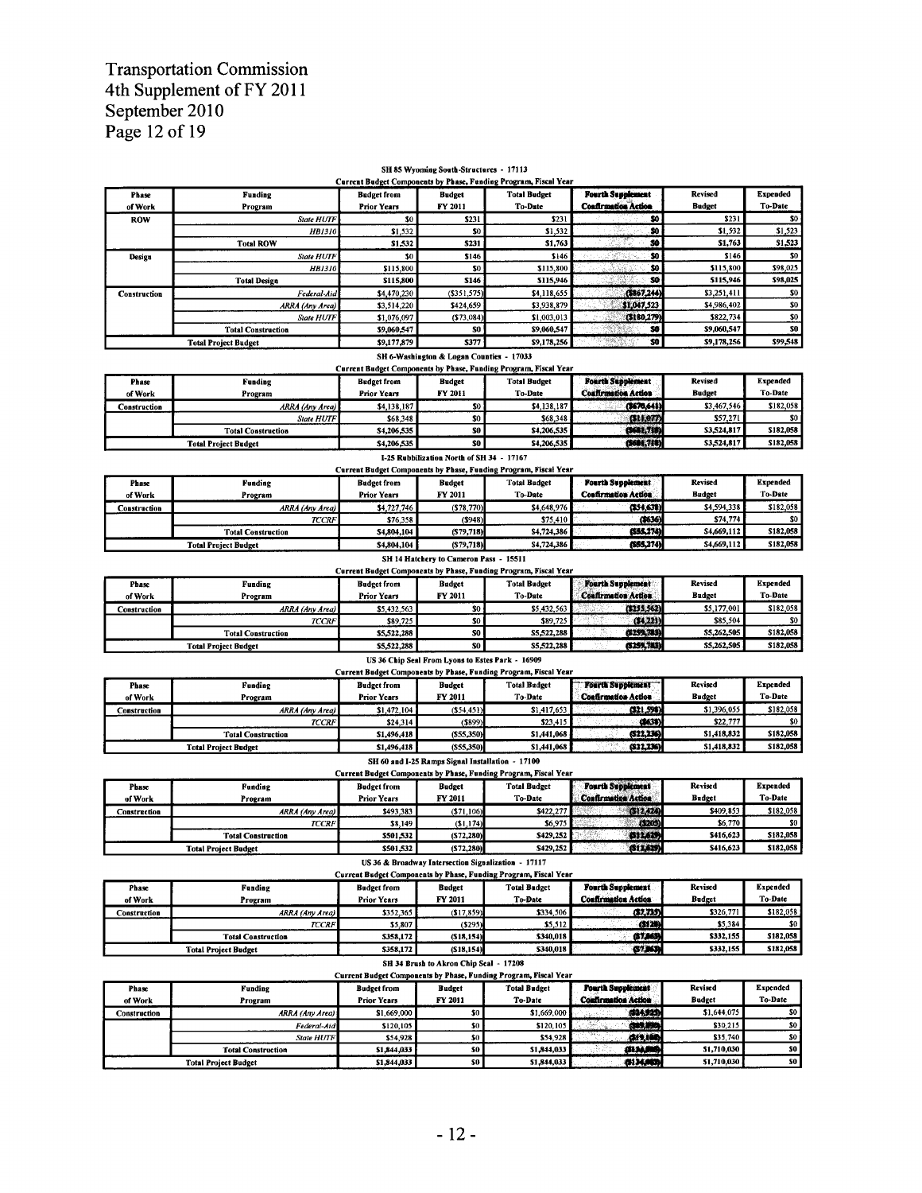# Transportation Commission
# 4th Supplement of FY 2011
# September 2010

### SH 85 Wyoming South-Structures - 17113

Current Budget Components by Phase, Funding Program, Fiscal Year

| Phase of Work | Funding Program | Budget from Prior Years | Budget FY 2011 | Total Budget To-Date | Fourth Supplement Confirmation Action | Revised Budget | Expended To-Date |
|---|---|---|---|---|---|---|---|
| ROW | *State HUTF* | $0 | $231 | $231 | $0 | $231 | $0 |
| | *HB1310* | $1,532 | $0 | $1,532 | $0 | $1,532 | $1,523 |
| | Total ROW | $1,532 | $231 | $1,763 | $0 | $1,763 | $1,523 |
| Design | *State HUTF* | $0 | $146 | $146 | $0 | $146 | $0 |
| | *HB1310* | $115,800 | $0 | $115,800 | $0 | $115,800 | $98,025 |
| | Total Design | $115,800 | $146 | $115,946 | $0 | $115,946 | $98,025 |
| Construction | *Federal-Aid* | $4,470,230 | ($351,575) | $4,118,655 | ($867,244) | $3,251,411 | $0 |
| | *ARRA (Any Area)* | $3,514,220 | $424,659 | $3,938,879 | $1,047,523 | $4,986,402 | $0 |
| | *State HUTF* | $1,076,097 | ($73,084) | $1,003,013 | ($180,279) | $822,734 | $0 |
| | Total Construction | $9,060,547 | $0 | $9,060,547 | $0 | $9,060,547 | $0 |
| | Total Project Budget | $9,177,879 | $377 | $9,178,256 | $0 | $9,178,256 | $99,548 |

### SH 6-Washington & Logan Counties - 17033

Current Budget Components by Phase, Funding Program, Fiscal Year

| Phase of Work | Funding Program | Budget from Prior Years | Budget FY 2011 | Total Budget To-Date | Fourth Supplement Confirmation Action | Revised Budget | Expended To-Date |
|---|---|---|---|---|---|---|---|
| Construction | *ARRA (Any Area)* | $4,138,187 | $0 | $4,138,187 | ($670,641) | $3,467,546 | $182,058 |
| | *State HUTF* | $68,348 | $0 | $68,348 | ($11,077) | $57,271 | $0 |
| | Total Construction | $4,206,535 | $0 | $4,206,535 | ($681,718) | $3,524,817 | $182,058 |
| | Total Project Budget | $4,206,535 | $0 | $4,206,535 | ($681,718) | $3,524,817 | $182,058 |

### I-25 Rubbilization North of SH 34 - 17167

Current Budget Components by Phase, Funding Program, Fiscal Year

| Phase of Work | Funding Program | Budget from Prior Years | Budget FY 2011 | Total Budget To-Date | Fourth Supplement Confirmation Action | Revised Budget | Expended To-Date |
|---|---|---|---|---|---|---|---|
| Construction | *ARRA (Any Area)* | $4,727,746 | ($78,770) | $4,648,976 | ($54,638) | $4,594,338 | $182,058 |
| | *TCCRF* | $76,358 | ($948) | $75,410 | ($636) | $74,774 | $0 |
| | Total Construction | $4,804,104 | ($79,718) | $4,724,386 | ($55,274) | $4,669,112 | $182,058 |
| | Total Project Budget | $4,804,104 | ($79,718) | $4,724,386 | ($55,274) | $4,669,112 | $182,058 |

### SH 14 Hatchery to Cameron Pass - 15511

Current Budget Components by Phase, Funding Program, Fiscal Year

| Phase of Work | Funding Program | Budget from Prior Years | Budget FY 2011 | Total Budget To-Date | Fourth Supplement Confirmation Action | Revised Budget | Expended To-Date |
|---|---|---|---|---|---|---|---|
| Construction | *ARRA (Any Area)* | $5,432,563 | $0 | $5,432,563 | ($255,562) | $5,177,001 | $182,058 |
| | *TCCRF* | $89,725 | $0 | $89,725 | ($4,221) | $85,504 | $0 |
| | Total Construction | $5,522,288 | $0 | $5,522,288 | ($259,783) | $5,262,505 | $182,058 |
| | Total Project Budget | $5,522,288 | $0 | $5,522,288 | ($259,783) | $5,262,505 | $182,058 |

### US 36 Chip Seal From Lyons to Estes Park - 16909

Current Budget Components by Phase, Funding Program, Fiscal Year

| Phase of Work | Funding Program | Budget from Prior Years | Budget FY 2011 | Total Budget To-Date | Fourth Supplement Confirmation Action | Revised Budget | Expended To-Date |
|---|---|---|---|---|---|---|---|
| Construction | *ARRA (Any Area)* | $1,472,104 | ($54,451) | $1,417,653 | ($21,598) | $1,396,055 | $182,058 |
| | *TCCRF* | $24,314 | ($899) | $23,415 | ($638) | $22,777 | $0 |
| | Total Construction | $1,496,418 | ($55,350) | $1,441,068 | ($22,236) | $1,418,832 | $182,058 |
| | Total Project Budget | $1,496,418 | ($55,350) | $1,441,068 | ($22,236) | $1,418,832 | $182,058 |

### SH 60 and I-25 Ramps Signal Installation - 17100

Current Budget Components by Phase, Funding Program, Fiscal Year

| Phase of Work | Funding Program | Budget from Prior Years | Budget FY 2011 | Total Budget To-Date | Fourth Supplement Confirmation Action | Revised Budget | Expended To-Date |
|---|---|---|---|---|---|---|---|
| Construction | *ARRA (Any Area)* | $493,383 | ($71,106) | $422,277 | ($12,424) | $409,853 | $182,058 |
| | *TCCRF* | $8,149 | ($1,174) | $6,975 | ($205) | $6,770 | $0 |
| | Total Construction | $501,532 | ($72,280) | $429,252 | ($12,629) | $416,623 | $182,058 |
| | Total Project Budget | $501,532 | ($72,280) | $429,252 | ($12,629) | $416,623 | $182,058 |

### US 36 & Broadway Intersection Signalization - 17117

Current Budget Components by Phase, Funding Program, Fiscal Year

| Phase of Work | Funding Program | Budget from Prior Years | Budget FY 2011 | Total Budget To-Date | Fourth Supplement Confirmation Action | Revised Budget | Expended To-Date |
|---|---|---|---|---|---|---|---|
| Construction | *ARRA (Any Area)* | $352,365 | ($17,859) | $334,506 | ($7,735) | $326,771 | $182,058 |
| | *TCCRF* | $5,807 | ($295) | $5,512 | ($128) | $5,384 | $0 |
| | Total Construction | $358,172 | ($18,154) | $340,018 | ($7,863) | $332,155 | $182,058 |
| | Total Project Budget | $358,172 | ($18,154) | $340,018 | ($7,863) | $332,155 | $182,058 |

### SH 34 Brush to Akron Chip Seal - 17208

Current Budget Components by Phase, Funding Program, Fiscal Year

| Phase of Work | Funding Program | Budget from Prior Years | Budget FY 2011 | Total Budget To-Date | Fourth Supplement Confirmation Action | Revised Budget | Expended To-Date |
|---|---|---|---|---|---|---|---|
| Construction | *ARRA (Any Area)* | $1,669,000 | $0 | $1,669,000 | ($24,925) | $1,644,075 | $0 |
| | *Federal-Aid* | $120,105 | $0 | $120,105 | ($89,890) | $30,215 | $0 |
| | *State HUTF* | $54,928 | $0 | $54,928 | ($19,188) | $35,740 | $0 |
| | Total Construction | $1,844,033 | $0 | $1,844,033 | ($134,003) | $1,710,030 | $0 |
| | Total Project Budget | $1,844,033 | $0 | $1,844,033 | ($134,003) | $1,710,030 | $0 |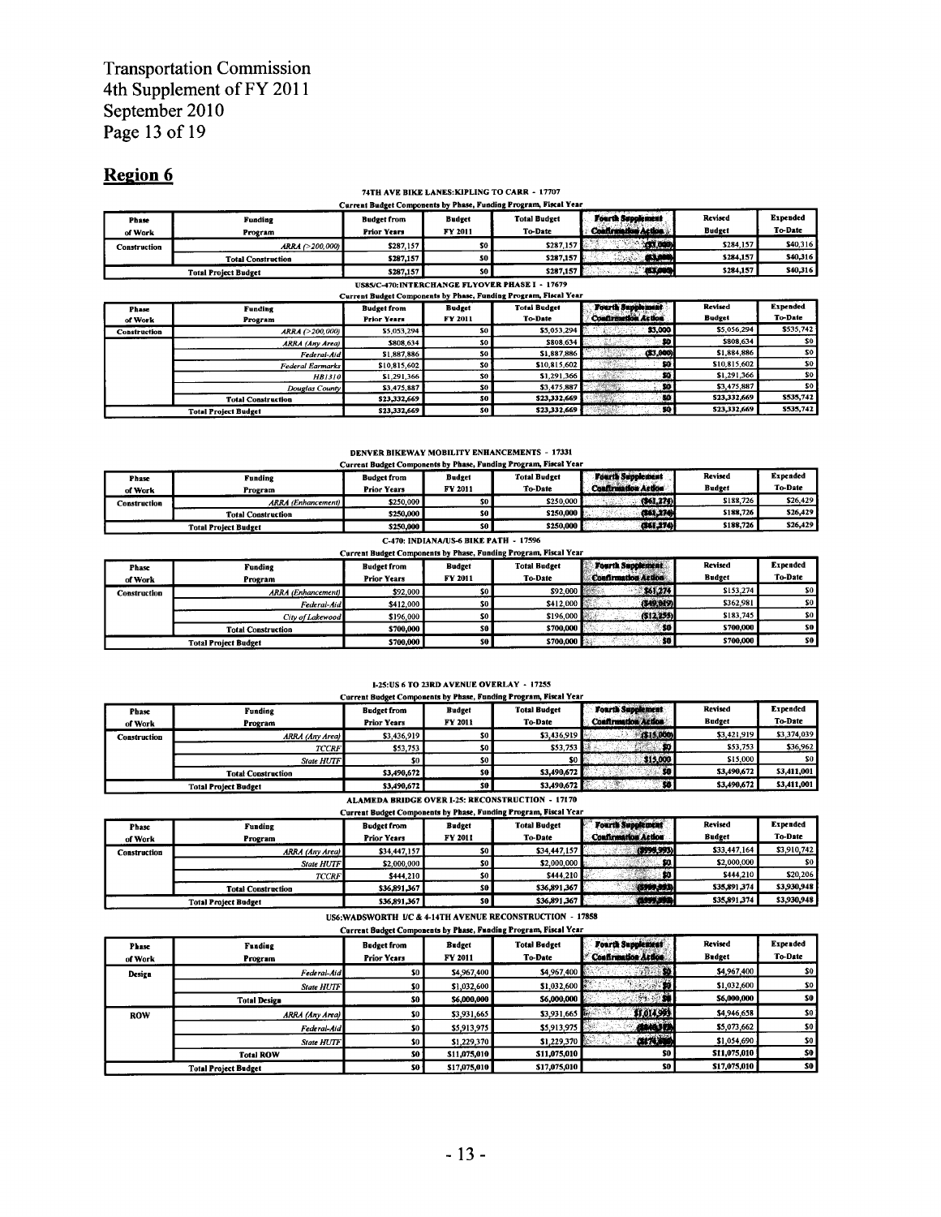Transportation Commission
4th Supplement of FY 2011
September 2010

## Region 6

**74TH AVE BIKE LANES:KIPLING TO CARR - 17707**

Current Budget Components by Phase, Funding Program, Fiscal Year

| Phase of Work | Funding Program | Budget from Prior Years | Budget FY 2011 | Total Budget To-Date | Fourth Supplement Confirmation Action | Revised Budget | Expended To-Date |
|---|---|---|---|---|---|---|---|
| Construction | ARRA (>200,000) | $287,157 | $0 | $287,157 | ($3,000) | $284,157 | $40,316 |
| | Total Construction | $287,157 | $0 | $287,157 | ($3,000) | $284,157 | $40,316 |
| Total Project Budget | | $287,157 | $0 | $287,157 | ($3,000) | $284,157 | $40,316 |

**US85/C-470:INTERCHANGE FLYOVER PHASE I - 17679**

Current Budget Components by Phase, Funding Program, Fiscal Year

| Phase of Work | Funding Program | Budget from Prior Years | Budget FY 2011 | Total Budget To-Date | Fourth Supplement Confirmation Action | Revised Budget | Expended To-Date |
|---|---|---|---|---|---|---|---|
| Construction | ARRA (>200,000) | $5,053,294 | $0 | $5,053,294 | $3,000 | $5,056,294 | $535,742 |
| | ARRA (Any Area) | $808,634 | $0 | $808,634 | $0 | $808,634 | $0 |
| | Federal-Aid | $1,887,886 | $0 | $1,887,886 | ($3,000) | $1,884,886 | $0 |
| | Federal Earmarks | $10,815,602 | $0 | $10,815,602 | $0 | $10,815,602 | $0 |
| | HB1310 | $1,291,366 | $0 | $1,291,366 | $0 | $1,291,366 | $0 |
| | Douglas County | $3,475,887 | $0 | $3,475,887 | $0 | $3,475,887 | $0 |
| | Total Construction | $23,332,669 | $0 | $23,332,669 | $0 | $23,332,669 | $535,742 |
| Total Project Budget | | $23,332,669 | $0 | $23,332,669 | $0 | $23,332,669 | $535,742 |

**DENVER BIKEWAY MOBILITY ENHANCEMENTS - 17331**

Current Budget Components by Phase, Funding Program, Fiscal Year

| Phase of Work | Funding Program | Budget from Prior Years | Budget FY 2011 | Total Budget To-Date | Fourth Supplement Confirmation Action | Revised Budget | Expended To-Date |
|---|---|---|---|---|---|---|---|
| Construction | ARRA (Enhancement) | $250,000 | $0 | $250,000 | ($61,274) | $188,726 | $26,429 |
| | Total Construction | $250,000 | $0 | $250,000 | ($61,274) | $188,726 | $26,429 |
| Total Project Budget | | $250,000 | $0 | $250,000 | ($61,274) | $188,726 | $26,429 |

**C-470: INDIANA/US-6 BIKE PATH - 17596**

Current Budget Components by Phase, Funding Program, Fiscal Year

| Phase of Work | Funding Program | Budget from Prior Years | Budget FY 2011 | Total Budget To-Date | Fourth Supplement Confirmation Action | Revised Budget | Expended To-Date |
|---|---|---|---|---|---|---|---|
| Construction | ARRA (Enhancement) | $92,000 | $0 | $92,000 | $61,274 | $153,274 | $0 |
| | Federal-Aid | $412,000 | $0 | $412,000 | ($49,019) | $362,981 | $0 |
| | City of Lakewood | $196,000 | $0 | $196,000 | ($12,255) | $183,745 | $0 |
| | Total Construction | $700,000 | $0 | $700,000 | $0 | $700,000 | $0 |
| Total Project Budget | | $700,000 | $0 | $700,000 | $0 | $700,000 | $0 |

**I-25:US 6 TO 23RD AVENUE OVERLAY - 17255**

Current Budget Components by Phase, Funding Program, Fiscal Year

| Phase of Work | Funding Program | Budget from Prior Years | Budget FY 2011 | Total Budget To-Date | Fourth Supplement Confirmation Action | Revised Budget | Expended To-Date |
|---|---|---|---|---|---|---|---|
| Construction | ARRA (Any Area) | $3,436,919 | $0 | $3,436,919 | ($15,000) | $3,421,919 | $3,374,039 |
| | TCCRF | $53,753 | $0 | $53,753 | $0 | $53,753 | $36,962 |
| | State HUTF | $0 | $0 | $0 | $15,000 | $15,000 | $0 |
| | Total Construction | $3,490,672 | $0 | $3,490,672 | $0 | $3,490,672 | $3,411,001 |
| Total Project Budget | | $3,490,672 | $0 | $3,490,672 | $0 | $3,490,672 | $3,411,001 |

**ALAMEDA BRIDGE OVER I-25: RECONSTRUCTION - 17170**

Current Budget Components by Phase, Funding Program, Fiscal Year

| Phase of Work | Funding Program | Budget from Prior Years | Budget FY 2011 | Total Budget To-Date | Fourth Supplement Confirmation Action | Revised Budget | Expended To-Date |
|---|---|---|---|---|---|---|---|
| Construction | ARRA (Any Area) | $34,447,157 | $0 | $34,447,157 | ($999,993) | $33,447,164 | $3,910,742 |
| | State HUTF | $2,000,000 | $0 | $2,000,000 | $0 | $2,000,000 | $0 |
| | TCCRF | $444,210 | $0 | $444,210 | $0 | $444,210 | $20,206 |
| | Total Construction | $36,891,367 | $0 | $36,891,367 | ($999,993) | $35,891,374 | $3,930,948 |
| Total Project Budget | | $36,891,367 | $0 | $36,891,367 | ($999,993) | $35,891,374 | $3,930,948 |

**US6:WADSWORTH I/C & 4-14TH AVENUE RECONSTRUCTION - 17858**

Current Budget Components by Phase, Funding Program, Fiscal Year

| Phase of Work | Funding Program | Budget from Prior Years | Budget FY 2011 | Total Budget To-Date | Fourth Supplement Confirmation Action | Revised Budget | Expended To-Date |
|---|---|---|---|---|---|---|---|
| Design | Federal-Aid | $0 | $4,967,400 | $4,967,400 | $0 | $4,967,400 | $0 |
| | State HUTF | $0 | $1,032,600 | $1,032,600 | $0 | $1,032,600 | $0 |
| | Total Design | $0 | $6,000,000 | $6,000,000 | $0 | $6,000,000 | $0 |
| ROW | ARRA (Any Area) | $0 | $3,931,665 | $3,931,665 | $1,014,993 | $4,946,658 | $0 |
| | Federal-Aid | $0 | $5,913,975 | $5,913,975 | ($840,313) | $5,073,662 | $0 |
| | State HUTF | $0 | $1,229,370 | $1,229,370 | ($174,680) | $1,054,690 | $0 |
| | Total ROW | $0 | $11,075,010 | $11,075,010 | $0 | $11,075,010 | $0 |
| Total Project Budget | | $0 | $17,075,010 | $17,075,010 | $0 | $17,075,010 | $0 |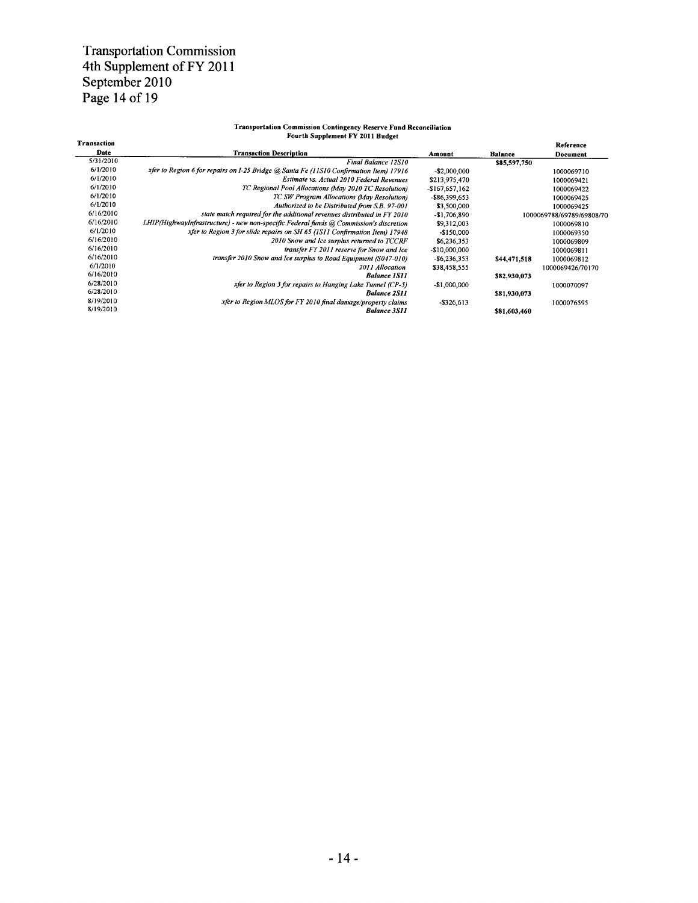Transportation Commission
4th Supplement of FY 2011
September 2010

**Transportation Commission Contingency Reserve Fund Reconciliation**
**Fourth Supplement FY 2011 Budget**

| Transaction Date | Transaction Description | Amount | Balance | Reference Document |
|---|---|---|---|---|
| 5/31/2010 | *Final Balance 12S10* | | $85,597,750 | |
| 6/1/2010 | *xfer to Region 6 for repairs on I-25 Bridge @ Santa Fe (11S10 Confirmation Item) 17916* | -$2,000,000 | | 1000069710 |
| 6/1/2010 | *Estimate vs. Actual 2010 Federal Revenues* | $213,975,470 | | 1000069421 |
| 6/1/2010 | *TC Regional Pool Allocations (May 2010 TC Resolution)* | -$167,657,162 | | 1000069422 |
| 6/1/2010 | *TC SW Program Allocations (May Resolution)* | -$86,399,653 | | 1000069425 |
| 6/1/2010 | *Authorized to be Distributed from S.B. 97-001* | $3,500,000 | | 1000069425 |
| 6/16/2010 | *state match required for the additional revenues distributed in FY 2010* | -$1,706,890 | | 1000069788/69789/69808/70 |
| 6/16/2010 | *LHIP(HighwayInfrastructure) - new non-specific Federal funds @ Commission's discretion* | $9,312,003 | | 1000069810 |
| 6/1/2010 | *xfer to Region 3 for slide repairs on SH 65 (1S11 Confirmation Item) 17948* | -$150,000 | | 1000069350 |
| 6/16/2010 | *2010 Snow and Ice surplus returned to TCCRF* | $6,236,353 | | 1000069809 |
| 6/16/2010 | *transfer FY 2011 reserve for Snow and Ice* | -$10,000,000 | | 1000069811 |
| 6/16/2010 | *transfer 2010 Snow and Ice surplus to Road Equipment (S047-010)* | -$6,236,353 | $44,471,518 | 1000069812 |
| 6/1/2010 | *2011 Allocation* | $38,458,555 | | 1000069426/70170 |
| 6/16/2010 | ***Balance 1S11*** | | $82,930,073 | |
| 6/28/2010 | *xfer to Region 3 for repairs to Hanging Lake Tunnel (CP-5)* | -$1,000,000 | | 1000070097 |
| 6/28/2010 | ***Balance 2S11*** | | $81,930,073 | |
| 8/19/2010 | *xfer to Region MLOS for FY 2010 final damage/property claims* | -$326,613 | | 1000076595 |
| 8/19/2010 | ***Balance 3S11*** | | $81,603,460 | |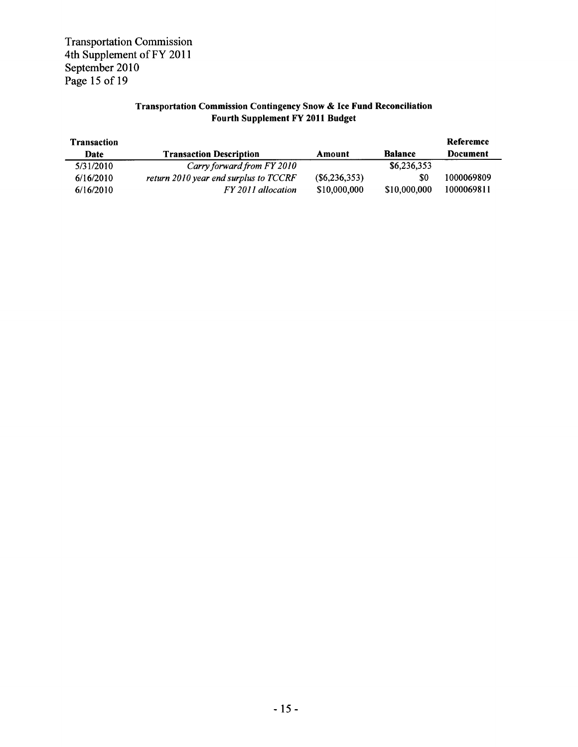**Transportation Commission Contingency Snow & Ice Fund Reconciliation**
**Fourth Supplement FY 2011 Budget**

| Transaction Date | Transaction Description | Amount | Balance | Referemce Document |
|---|---|---|---|---|
| 5/31/2010 | *Carry forward from FY 2010* | | $6,236,353 | |
| 6/16/2010 | *return 2010 year end surplus to TCCRF* | ($6,236,353) | $0 | 1000069809 |
| 6/16/2010 | *FY 2011 allocation* | $10,000,000 | $10,000,000 | 1000069811 |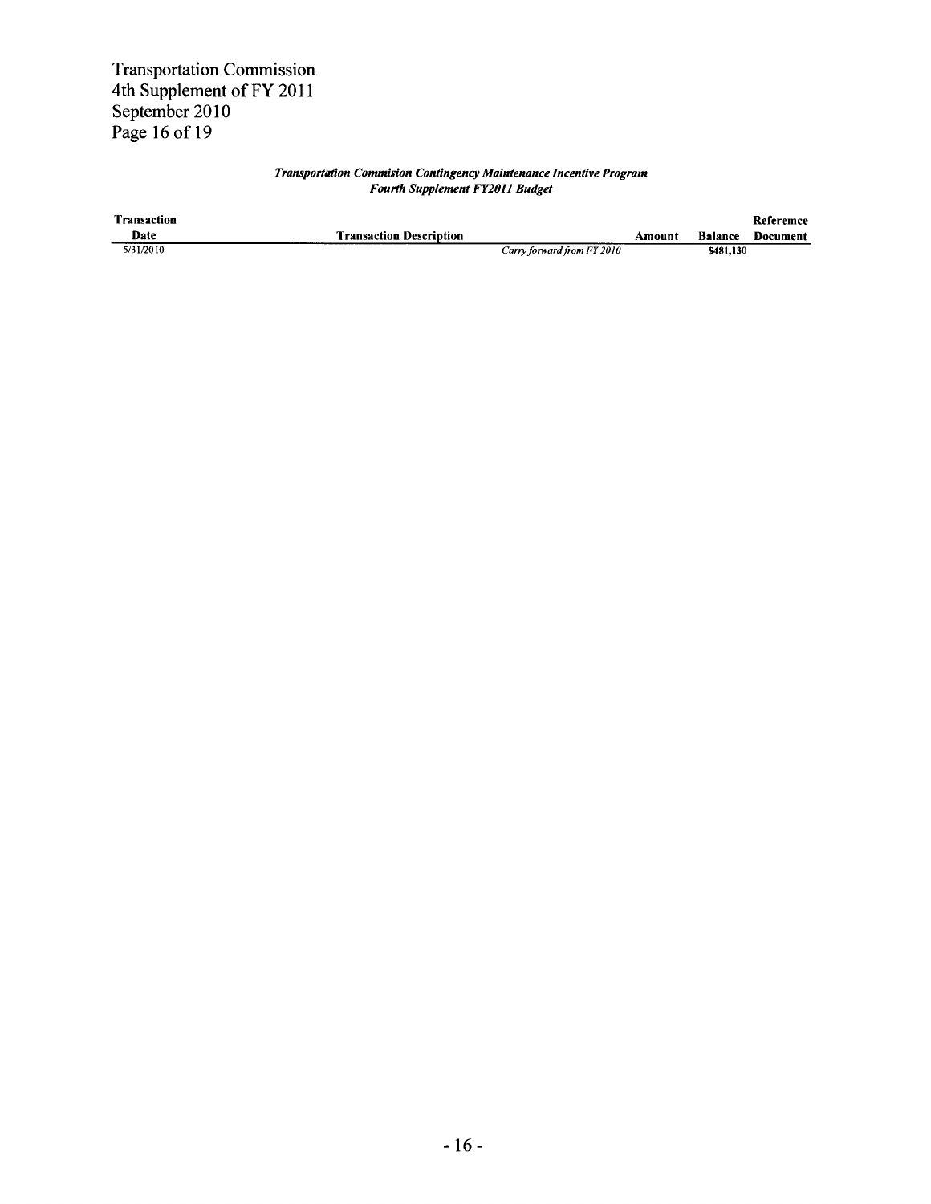Transportation Commission
4th Supplement of FY 2011
September 2010

***Transportation Commision Contingency Maintenance Incentive Program***
***Fourth Supplement FY2011 Budget***

| Transaction Date | Transaction Description | Amount | Balance | Referemce Document |
|---|---|---|---|---|
| 5/31/2010 | *Carry forward from FY 2010* | | $481,130 | |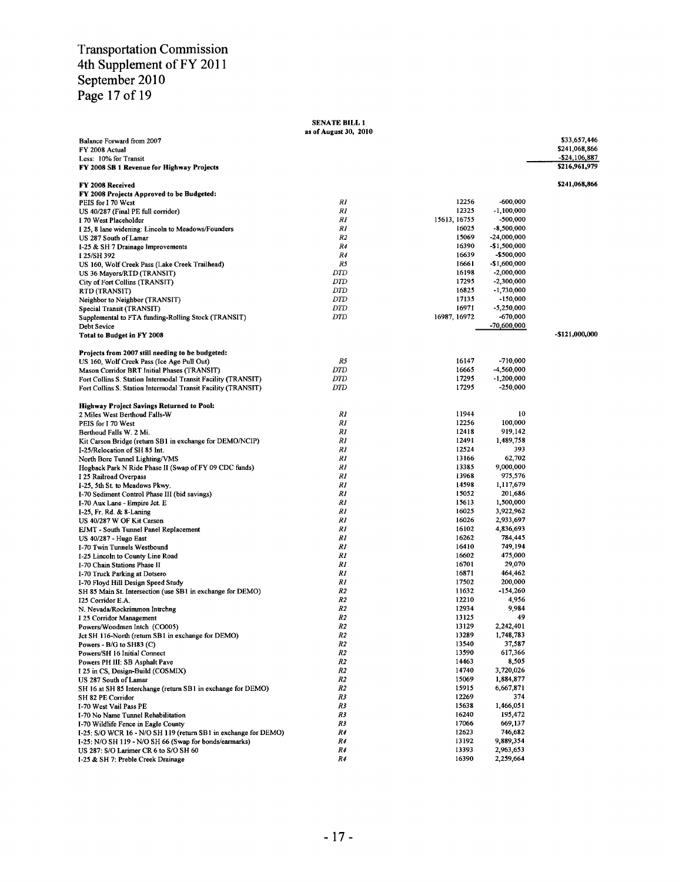Transportation Commission
4th Supplement of FY 2011
September 2010

**SENATE BILL 1**
**as of August 30, 2010**

| Description | Region | Project # | Amount | Total |
|---|---|---|---|---|
| Balance Forward from 2007 | | | | $33,657,446 |
| FY 2008 Actual | | | | $241,068,866 |
| Less: 10% for Transit | | | | -$24,106,887 |
| **FY 2008 SB 1 Revenue for Highway Projects** | | | | **$216,961,979** |
| | | | | |
| **FY 2008 Received** | | | | **$241,068,866** |
| **FY 2008 Projects Approved to be Budgeted:** | | | | |
| PEIS for I 70 West | R1 | 12256 | -600,000 | |
| US 40/287 (Final PE full corridor) | R1 | 12325 | -1,100,000 | |
| I 70 West Placeholder | R1 | 15613, 16755 | -500,000 | |
| I 25, 8 lane widening: Lincoln to Meadows/Founders | R1 | 16025 | -8,500,000 | |
| US 287 South of Lamar | R2 | 15069 | -24,000,000 | |
| I-25 & SH 7 Drainage Improvements | R4 | 16390 | -$1,500,000 | |
| I 25/SH 392 | R4 | 16639 | -$500,000 | |
| US 160, Wolf Creek Pass (Lake Creek Trailhead) | R5 | 16661 | -$1,600,000 | |
| US 36 Mayors/RTD (TRANSIT) | DTD | 16198 | -2,000,000 | |
| City of Fort Collins (TRANSIT) | DTD | 17295 | -2,300,000 | |
| RTD (TRANSIT) | DTD | 16825 | -1,730,000 | |
| Neighbor to Neighbor (TRANSIT) | DTD | 17135 | -150,000 | |
| Special Transit (TRANSIT) | DTD | 16971 | -5,250,000 | |
| Supplemental to FTA funding-Rolling Stock (TRANSIT) | DTD | 16987, 16972 | -670,000 | |
| Debt Sevice | | | -70,600,000 | |
| **Total to Budget in FY 2008** | | | | -$121,000,000 |
| | | | | |
| **Projects from 2007 still needing to be budgeted:** | | | | |
| US 160, Wolf Creek Pass (Ice Age Pull Out) | R5 | 16147 | -710,000 | |
| Mason Corridor BRT Initial Phases (TRANSIT) | DTD | 16665 | -4,560,000 | |
| Fort Collins S. Station Intermodal Transit Facility (TRANSIT) | DTD | 17295 | -1,200,000 | |
| Fort Collins S. Station Intermodal Transit Facility (TRANSIT) | DTD | 17295 | -250,000 | |
| | | | | |
| **Highway Project Savings Returned to Pool:** | | | | |
| 2 Miles West Berthoud Falls-W | R1 | 11944 | 10 | |
| PEIS for I 70 West | R1 | 12256 | 100,000 | |
| Berthoud Falls W. 2 Mi. | R1 | 12418 | 919,142 | |
| Kit Carson Bridge (return SB1 in exchange for DEMO/NCIP) | R1 | 12491 | 1,489,758 | |
| I-25/Relocation of SH 85 Int. | R1 | 12524 | 393 | |
| North Bore Tunnel Lighting/VMS | R1 | 13166 | 62,702 | |
| Hogback Park N Ride Phase II (Swap of FY 09 CDC funds) | R1 | 13385 | 9,000,000 | |
| I 25 Railroad Overpass | R1 | 13968 | 975,576 | |
| I-25, 5th St. to Meadows Pkwy. | R1 | 14598 | 1,117,679 | |
| I-70 Sediment Control Phase III (bid savings) | R1 | 15052 | 201,686 | |
| I-70 Aux Lane - Empire Jct. E | R1 | 15613 | 1,500,000 | |
| I-25, Fr. Rd. & 8-Laning | R1 | 16025 | 3,922,962 | |
| US 40/287 W OF Kit Carson | R1 | 16026 | 2,933,697 | |
| EJMT - South Tunnel Panel Replacement | R1 | 16102 | 4,836,693 | |
| US 40/287 - Hugo East | R1 | 16262 | 784,445 | |
| I-70 Twin Tunnels Westbound | R1 | 16410 | 749,194 | |
| I-25 Lincoln to County Line Road | R1 | 16602 | 475,000 | |
| I-70 Chain Stations Phase II | R1 | 16701 | 29,070 | |
| I-70 Truck Parking at Dotsero | R1 | 16871 | 464,462 | |
| I-70 Floyd Hill Design Speed Study | R1 | 17502 | 200,000 | |
| SH 85 Main St. Intersection (use SB1 in exchange for DEMO) | R2 | 11632 | -154,260 | |
| I25 Corridor E.A. | R2 | 12210 | 4,956 | |
| N. Nevada/Rockrimmon Intrchng | R2 | 12934 | 9,984 | |
| I 25 Corridor Management | R2 | 13125 | 49 | |
| Powers/Woodmen Intch (CO005) | R2 | 13129 | 2,242,401 | |
| Jct SH 116-North (return SB1 in exchange for DEMO) | R2 | 13289 | 1,748,783 | |
| Powers - B/G to SH83 (C) | R2 | 13540 | 37,587 | |
| Powers/SH 16 Initial Connect | R2 | 13590 | 617,366 | |
| Powers PH III: SB Asphalt Pave | R2 | 14463 | 8,505 | |
| I 25 in CS, Design-Build (COSMIX) | R2 | 14740 | 3,720,026 | |
| US 287 South of Lamar | R2 | 15069 | 1,884,877 | |
| SH 16 at SH 85 Interchange (return SB1 in exchange for DEMO) | R2 | 15915 | 6,667,871 | |
| SH 82 PE Corridor | R3 | 12269 | 374 | |
| I-70 West Vail Pass PE | R3 | 15638 | 1,466,051 | |
| I-70 No Name Tunnel Rehabilitation | R3 | 16240 | 195,472 | |
| I-70 Wildlife Fence in Eagle County | R3 | 17066 | 669,137 | |
| I-25: S/O WCR 16 - N/O SH 119 (return SB1 in exchange for DEMO) | R4 | 12623 | 746,682 | |
| I-25: N/O SH 119 - N/O SH 66 (Swap for bonds/earmarks) | R4 | 13192 | 9,889,354 | |
| US 287: S/O Larimer CR 6 to S/O SH 60 | R4 | 13393 | 2,963,653 | |
| I-25 & SH 7: Preble Creek Drainage | R4 | 16390 | 2,259,664 | |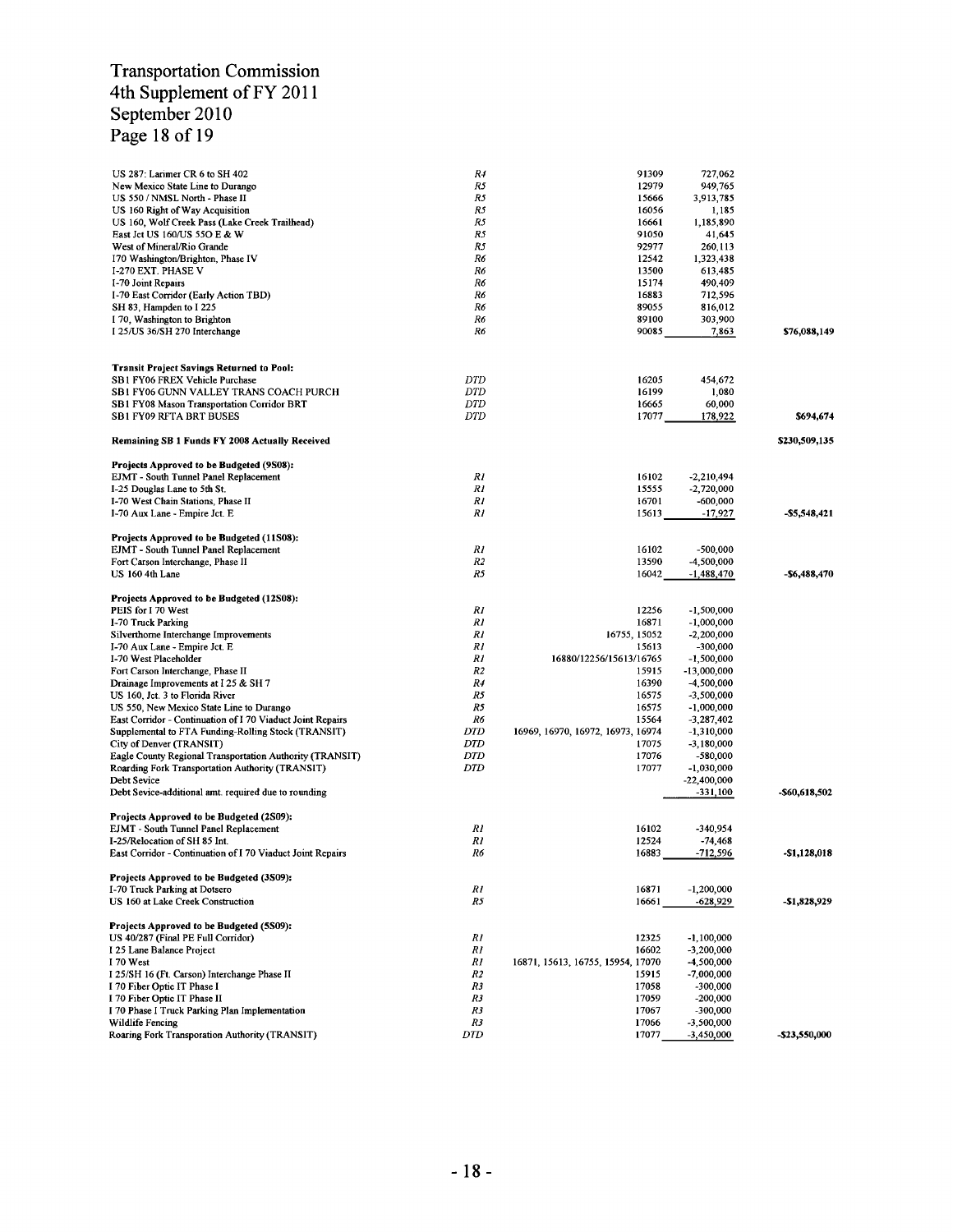| Project | Region | Project No. | Amount | Total |
|---|---|---|---|---|
| US 287: Larimer CR 6 to SH 402 | R4 | 91309 | 727,062 | |
| New Mexico State Line to Durango | R5 | 12979 | 949,765 | |
| US 550 / NMSL North - Phase II | R5 | 15666 | 3,913,785 | |
| US 160 Right of Way Acquisition | R5 | 16056 | 1,185 | |
| US 160, Wolf Creek Pass (Lake Creek Trailhead) | R5 | 16661 | 1,185,890 | |
| East Jct US 160/US 55O E & W | R5 | 91050 | 41,645 | |
| West of Mineral/Rio Grande | R5 | 92977 | 260,113 | |
| I70 Washington/Brighton, Phase IV | R6 | 12542 | 1,323,438 | |
| I-270 EXT. PHASE V | R6 | 13500 | 613,485 | |
| I-70 Joint Repairs | R6 | 15174 | 490,409 | |
| I-70 East Corridor (Early Action TBD) | R6 | 16883 | 712,596 | |
| SH 83, Hampden to I 225 | R6 | 89055 | 816,012 | |
| I 70, Washington to Brighton | R6 | 89100 | 303,900 | |
| I 25/US 36/SH 270 Interchange | R6 | 90085 | 7,863 | $76,088,149 |
| | | | | |
| **Transit Project Savings Returned to Pool:** | | | | |
| SB1 FY06 FREX Vehicle Purchase | DTD | 16205 | 454,672 | |
| SB1 FY06 GUNN VALLEY TRANS COACH PURCH | DTD | 16199 | 1,080 | |
| SB1 FY08 Mason Transportation Corridor BRT | DTD | 16665 | 60,000 | |
| SB1 FY09 RFTA BRT BUSES | DTD | 17077 | 178,922 | $694,674 |
| | | | | |
| **Remaining SB 1 Funds FY 2008 Actually Received** | | | | $230,509,135 |
| | | | | |
| **Projects Approved to be Budgeted (9S08):** | | | | |
| EJMT - South Tunnel Panel Replacement | R1 | 16102 | -2,210,494 | |
| I-25 Douglas Lane to 5th St. | R1 | 15555 | -2,720,000 | |
| I-70 West Chain Stations, Phase II | R1 | 16701 | -600,000 | |
| I-70 Aux Lane - Empire Jct. E | R1 | 15613 | -17,927 | -$5,548,421 |
| | | | | |
| **Projects Approved to be Budgeted (11S08):** | | | | |
| EJMT - South Tunnel Panel Replacement | R1 | 16102 | -500,000 | |
| Fort Carson Interchange, Phase II | R2 | 13590 | -4,500,000 | |
| US 160 4th Lane | R5 | 16042 | -1,488,470 | -$6,488,470 |
| | | | | |
| **Projects Approved to be Budgeted (12S08):** | | | | |
| PEIS for I 70 West | R1 | 12256 | -1,500,000 | |
| I-70 Truck Parking | R1 | 16871 | -1,000,000 | |
| Silverthorne Interchange Improvements | R1 | 16755, 15052 | -2,200,000 | |
| I-70 Aux Lane - Empire Jct. E | R1 | 15613 | -300,000 | |
| I-70 West Placeholder | R1 | 16880/12256/15613/16765 | -1,500,000 | |
| Fort Carson Interchange, Phase II | R2 | 15915 | -13,000,000 | |
| Drainage Improvements at I 25 & SH 7 | R4 | 16390 | -4,500,000 | |
| US 160, Jct. 3 to Florida River | R5 | 16575 | -3,500,000 | |
| US 550, New Mexico State Line to Durango | R5 | 16575 | -1,000,000 | |
| East Corridor - Continuation of I 70 Viaduct Joint Repairs | R6 | 15564 | -3,287,402 | |
| Supplemental to FTA Funding-Rolling Stock (TRANSIT) | DTD | 16969, 16970, 16972, 16973, 16974 | -1,310,000 | |
| City of Denver (TRANSIT) | DTD | 17075 | -3,180,000 | |
| Eagle County Regional Transportation Authority (TRANSIT) | DTD | 17076 | -580,000 | |
| Roarding Fork Transportation Authority (TRANSIT) | DTD | 17077 | -1,030,000 | |
| Debt Sevice | | | -22,400,000 | |
| Debt Sevice-additional amt. required due to rounding | | | -331,100 | -$60,618,502 |
| | | | | |
| **Projects Approved to be Budgeted (2S09):** | | | | |
| EJMT - South Tunnel Panel Replacement | R1 | 16102 | -340,954 | |
| I-25/Relocation of SH 85 Int. | R1 | 12524 | -74,468 | |
| East Corridor - Continuation of I 70 Viaduct Joint Repairs | R6 | 16883 | -712,596 | -$1,128,018 |
| | | | | |
| **Projects Approved to be Budgeted (3S09):** | | | | |
| I-70 Truck Parking at Dotsero | R1 | 16871 | -1,200,000 | |
| US 160 at Lake Creek Construction | R5 | 16661 | -628,929 | -$1,828,929 |
| | | | | |
| **Projects Approved to be Budgeted (5S09):** | | | | |
| US 40/287 (Final PE Full Corridor) | R1 | 12325 | -1,100,000 | |
| I 25 Lane Balance Project | R1 | 16602 | -3,200,000 | |
| I 70 West | R1 | 16871, 15613, 16755, 15954, 17070 | -4,500,000 | |
| I 25/SH 16 (Ft. Carson) Interchange Phase II | R2 | 15915 | -7,000,000 | |
| I 70 Fiber Optic IT Phase I | R3 | 17058 | -300,000 | |
| I 70 Fiber Optic IT Phase II | R3 | 17059 | -200,000 | |
| I 70 Phase I Truck Parking Plan Implementation | R3 | 17067 | -300,000 | |
| Wildlife Fencing | R3 | 17066 | -3,500,000 | |
| Roaring Fork Transporation Authority (TRANSIT) | DTD | 17077 | -3,450,000 | -$23,550,000 |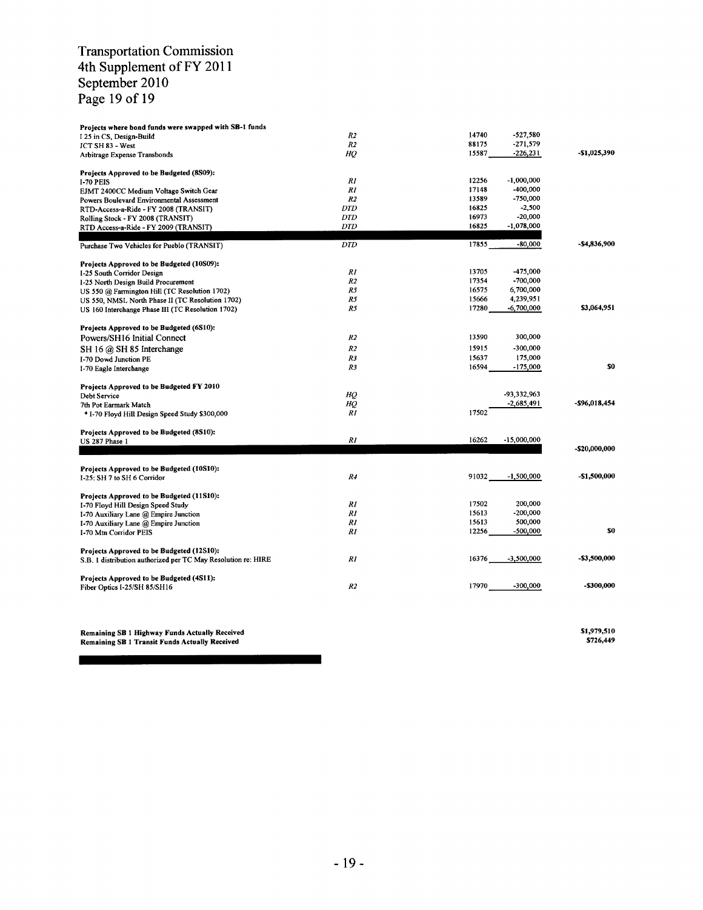# Transportation Commission
## 4th Supplement of FY 2011
## September 2010

| Project | Region | Project No. | Amount | Total |
|---|---|---|---|---|
| **Projects where bond funds were swapped with SB-1 funds** | | | | |
| I 25 in CS, Design-Build | R2 | 14740 | -527,580 | |
| JCT SH 83 - West | R2 | 88175 | -271,579 | |
| Arbitrage Expense Transbonds | HQ | 15587 | -226,231 | -$1,025,390 |
| **Projects Approved to be Budgeted (8S09):** | | | | |
| I-70 PEIS | R1 | 12256 | -1,000,000 | |
| EJMT 2400CC Medium Voltage Switch Gear | R1 | 17148 | -400,000 | |
| Powers Boulevard Environmental Assessment | R2 | 13589 | -750,000 | |
| RTD-Access-a-Ride - FY 2008 (TRANSIT) | DTD | 16825 | -2,500 | |
| Rolling Stock - FY 2008 (TRANSIT) | DTD | 16973 | -20,000 | |
| RTD Access-a-Ride - FY 2009 (TRANSIT) | DTD | 16825 | -1,078,000 | |
| Purchase Two Vehicles for Pueblo (TRANSIT) | DTD | 17855 | -80,000 | -$4,836,900 |
| **Projects Approved to be Budgeted (10S09):** | | | | |
| I-25 South Corridor Design | R1 | 13705 | -475,000 | |
| I-25 North Design Build Procurement | R2 | 17354 | -700,000 | |
| US 550 @ Farmington Hill (TC Resolution 1702) | R5 | 16575 | 6,700,000 | |
| US 550, NMSL North Phase II (TC Resolution 1702) | R5 | 15666 | 4,239,951 | |
| US 160 Interchange Phase III (TC Resolution 1702) | R5 | 17280 | -6,700,000 | $3,064,951 |
| **Projects Approved to be Budgeted (6S10):** | | | | |
| Powers/SH16 Initial Connect | R2 | 13590 | 300,000 | |
| SH 16 @ SH 85 Interchange | R2 | 15915 | -300,000 | |
| I-70 Dowd Junction PE | R3 | 15637 | 175,000 | |
| I-70 Eagle Interchange | R3 | 16594 | -175,000 | $0 |
| **Projects Approved to be Budgeted FY 2010** | | | | |
| Debt Service | HQ | | -93,332,963 | |
| 7th Pot Earmark Match | HQ | | -2,685,491 | -$96,018,454 |
| * I-70 Floyd Hill Design Speed Study $300,000 | R1 | 17502 | | |
| **Projects Approved to be Budgeted (8S10):** | | | | |
| US 287 Phase 1 | R1 | 16262 | -15,000,000 | |
| | | | | -$20,000,000 |
| **Projects Approved to be Budgeted (10S10):** | | | | |
| I-25: SH 7 to SH 6 Corridor | R4 | 91032 | -1,500,000 | -$1,500,000 |
| **Projects Approved to be Budgeted (11S10):** | | | | |
| I-70 Floyd Hill Design Speed Study | R1 | 17502 | 200,000 | |
| I-70 Auxiliary Lane @ Empire Junction | R1 | 15613 | -200,000 | |
| I-70 Auxiliary Lane @ Empire Junction | R1 | 15613 | 500,000 | |
| I-70 Mtn Corridor PEIS | R1 | 12256 | -500,000 | $0 |
| **Projects Approved to be Budgeted (12S10):** | | | | |
| S.B. 1 distribution authorized per TC May Resolution re: HIRE | R1 | 16376 | -3,500,000 | -$3,500,000 |
| **Projects Approved to be Budgeted (4S11):** | | | | |
| Fiber Optics I-25/SH 85/SH16 | R2 | 17970 | -300,000 | -$300,000 |

| | |
|---|---|
| **Remaining SB 1 Highway Funds Actually Received** | $1,979,510 |
| **Remaining SB 1 Transit Funds Actually Received** | $726,449 |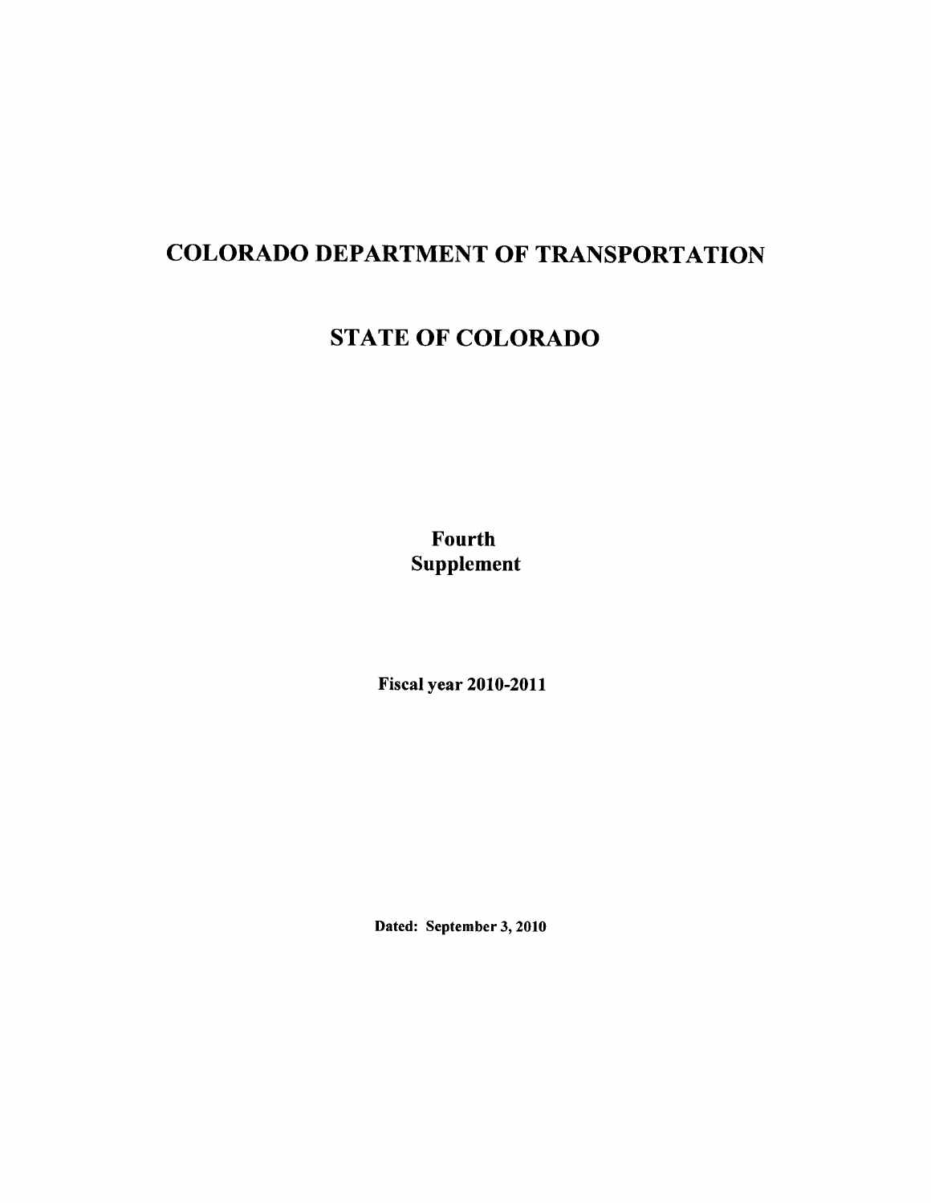# COLORADO DEPARTMENT OF TRANSPORTATION

# STATE OF COLORADO

**Fourth Supplement**

**Fiscal year 2010-2011**

**Dated: September 3, 2010**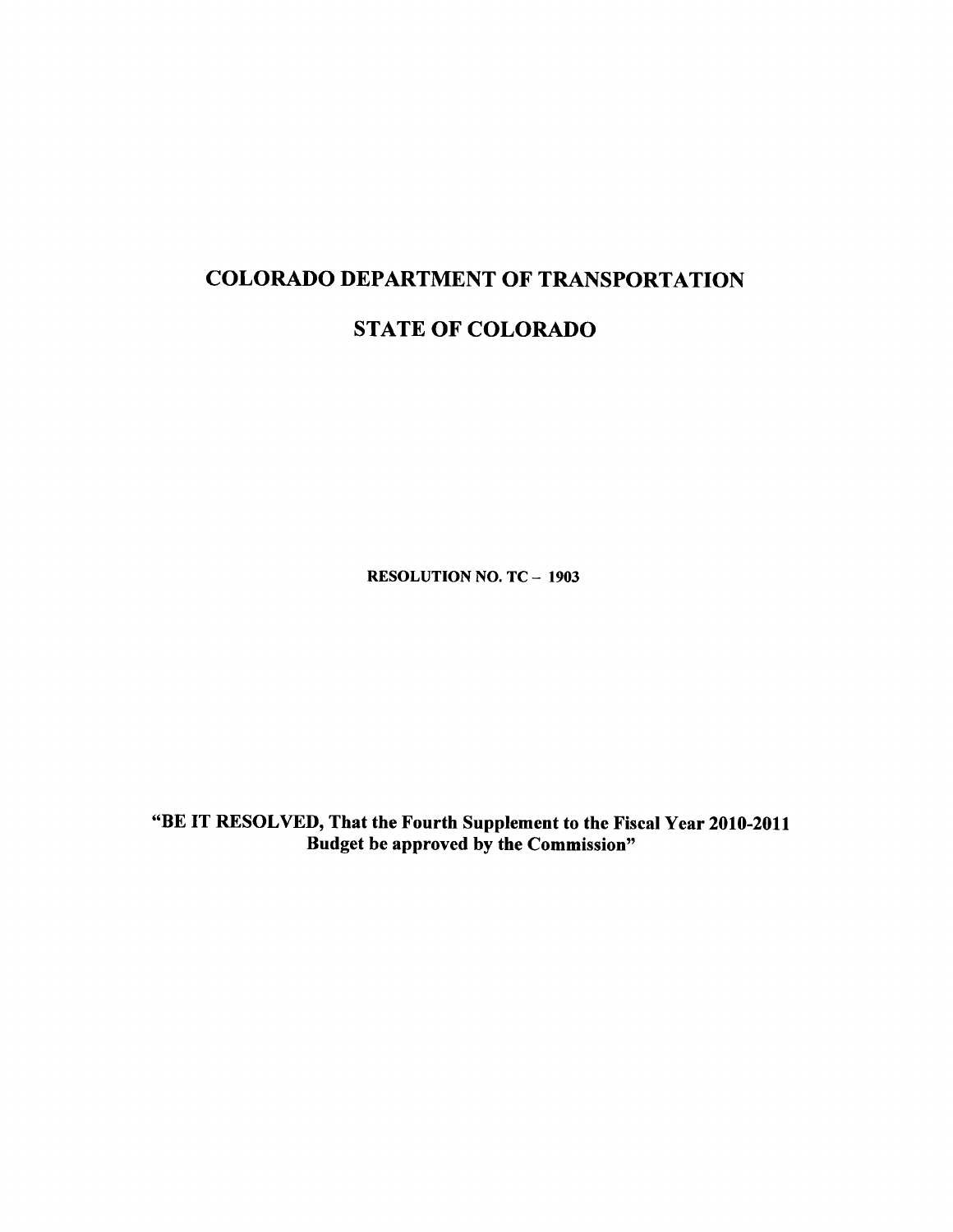# COLORADO DEPARTMENT OF TRANSPORTATION

# STATE OF COLORADO

**RESOLUTION NO. TC – 1903**

**"BE IT RESOLVED, That the Fourth Supplement to the Fiscal Year 2010-2011 Budget be approved by the Commission"**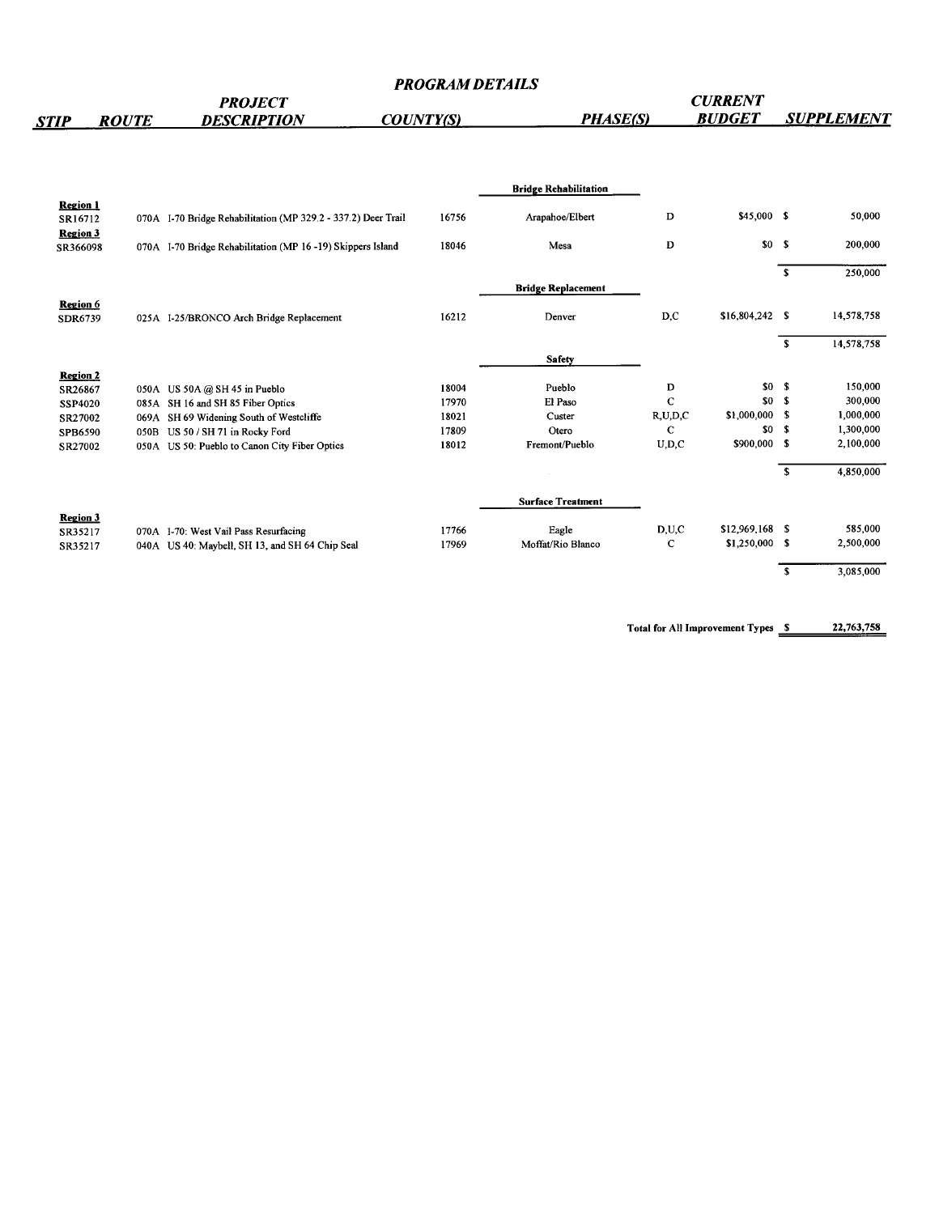# PROGRAM DETAILS

| STIP | ROUTE | PROJECT DESCRIPTION | | COUNTY(S) | PHASE(S) | CURRENT BUDGET | SUPPLEMENT |
|---|---|---|---|---|---|---|---|
| | | | | **Bridge Rehabilitation** | | | |
| **Region 1** | | | | | | | |
| SR16712 | 070A | I-70 Bridge Rehabilitation (MP 329.2 - 337.2) Deer Trail | 16756 | Arapahoe/Elbert | D | $45,000 | $ 50,000 |
| **Region 3** | | | | | | | |
| SR366098 | 070A | I-70 Bridge Rehabilitation (MP 16 -19) Skippers Island | 18046 | Mesa | D | $0 | $ 200,000 |
| | | | | | | | $ 250,000 |
| | | | | **Bridge Replacement** | | | |
| **Region 6** | | | | | | | |
| SDR6739 | 025A | I-25/BRONCO Arch Bridge Replacement | 16212 | Denver | D,C | $16,804,242 | $ 14,578,758 |
| | | | | | | | $ 14,578,758 |
| | | | | **Safety** | | | |
| **Region 2** | | | | | | | |
| SR26867 | 050A | US 50A @ SH 45 in Pueblo | 18004 | Pueblo | D | $0 | $ 150,000 |
| SSP4020 | 085A | SH 16 and SH 85 Fiber Optics | 17970 | El Paso | C | $0 | $ 300,000 |
| SR27002 | 069A | SH 69 Widening South of Westcliffe | 18021 | Custer | R,U,D,C | $1,000,000 | $ 1,000,000 |
| SPB6590 | 050B | US 50 / SH 71 in Rocky Ford | 17809 | Otero | C | $0 | $ 1,300,000 |
| SR27002 | 050A | US 50: Pueblo to Canon City Fiber Optics | 18012 | Fremont/Pueblo | U,D,C | $900,000 | $ 2,100,000 |
| | | | | | | | $ 4,850,000 |
| | | | | **Surface Treatment** | | | |
| **Region 3** | | | | | | | |
| SR35217 | 070A | I-70: West Vail Pass Resurfacing | 17766 | Eagle | D,U,C | $12,969,168 | $ 585,000 |
| SR35217 | 040A | US 40: Maybell, SH 13, and SH 64 Chip Seal | 17969 | Moffat/Rio Blanco | C | $1,250,000 | $ 2,500,000 |
| | | | | | | | $ 3,085,000 |

**Total for All Improvement Types $ 22,763,758**